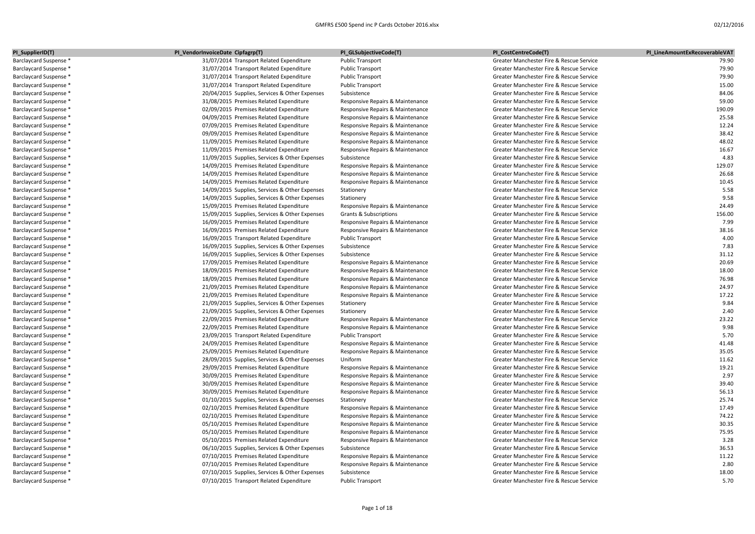| PI_SupplierID(T) | PI_VendorInvoiceDate | Cipfagrp(T) | PI_GLSubjectiveCode(T) | PI_CostCentreCode(T) | PI_LineAmountExRecoverableVAT |
|---|---|---|---|---|---|
| Barclaycard Suspense * | 31/07/2014 | Transport Related Expenditure | Public Transport | Greater Manchester Fire & Rescue Service | 79.90 |
| Barclaycard Suspense * | 31/07/2014 | Transport Related Expenditure | Public Transport | Greater Manchester Fire & Rescue Service | 79.90 |
| Barclaycard Suspense * | 31/07/2014 | Transport Related Expenditure | Public Transport | Greater Manchester Fire & Rescue Service | 79.90 |
| Barclaycard Suspense * | 31/07/2014 | Transport Related Expenditure | Public Transport | Greater Manchester Fire & Rescue Service | 15.00 |
| Barclaycard Suspense * | 20/04/2015 | Supplies, Services & Other Expenses | Subsistence | Greater Manchester Fire & Rescue Service | 84.06 |
| Barclaycard Suspense * | 31/08/2015 | Premises Related Expenditure | Responsive Repairs & Maintenance | Greater Manchester Fire & Rescue Service | 59.00 |
| Barclaycard Suspense * | 02/09/2015 | Premises Related Expenditure | Responsive Repairs & Maintenance | Greater Manchester Fire & Rescue Service | 190.09 |
| Barclaycard Suspense * | 04/09/2015 | Premises Related Expenditure | Responsive Repairs & Maintenance | Greater Manchester Fire & Rescue Service | 25.58 |
| Barclaycard Suspense * | 07/09/2015 | Premises Related Expenditure | Responsive Repairs & Maintenance | Greater Manchester Fire & Rescue Service | 12.24 |
| Barclaycard Suspense * | 09/09/2015 | Premises Related Expenditure | Responsive Repairs & Maintenance | Greater Manchester Fire & Rescue Service | 38.42 |
| Barclaycard Suspense * | 11/09/2015 | Premises Related Expenditure | Responsive Repairs & Maintenance | Greater Manchester Fire & Rescue Service | 48.02 |
| Barclaycard Suspense * | 11/09/2015 | Premises Related Expenditure | Responsive Repairs & Maintenance | Greater Manchester Fire & Rescue Service | 16.67 |
| Barclaycard Suspense * | 11/09/2015 | Supplies, Services & Other Expenses | Subsistence | Greater Manchester Fire & Rescue Service | 4.83 |
| Barclaycard Suspense * | 14/09/2015 | Premises Related Expenditure | Responsive Repairs & Maintenance | Greater Manchester Fire & Rescue Service | 129.07 |
| Barclaycard Suspense * | 14/09/2015 | Premises Related Expenditure | Responsive Repairs & Maintenance | Greater Manchester Fire & Rescue Service | 26.68 |
| Barclaycard Suspense * | 14/09/2015 | Premises Related Expenditure | Responsive Repairs & Maintenance | Greater Manchester Fire & Rescue Service | 10.45 |
| Barclaycard Suspense * | 14/09/2015 | Supplies, Services & Other Expenses | Stationery | Greater Manchester Fire & Rescue Service | 5.58 |
| Barclaycard Suspense * | 14/09/2015 | Supplies, Services & Other Expenses | Stationery | Greater Manchester Fire & Rescue Service | 9.58 |
| Barclaycard Suspense * | 15/09/2015 | Premises Related Expenditure | Responsive Repairs & Maintenance | Greater Manchester Fire & Rescue Service | 24.49 |
| Barclaycard Suspense * | 15/09/2015 | Supplies, Services & Other Expenses | Grants & Subscriptions | Greater Manchester Fire & Rescue Service | 156.00 |
| Barclaycard Suspense * | 16/09/2015 | Premises Related Expenditure | Responsive Repairs & Maintenance | Greater Manchester Fire & Rescue Service | 7.99 |
| Barclaycard Suspense * | 16/09/2015 | Premises Related Expenditure | Responsive Repairs & Maintenance | Greater Manchester Fire & Rescue Service | 38.16 |
| Barclaycard Suspense * | 16/09/2015 | Transport Related Expenditure | Public Transport | Greater Manchester Fire & Rescue Service | 4.00 |
| Barclaycard Suspense * | 16/09/2015 | Supplies, Services & Other Expenses | Subsistence | Greater Manchester Fire & Rescue Service | 7.83 |
| Barclaycard Suspense * | 16/09/2015 | Supplies, Services & Other Expenses | Subsistence | Greater Manchester Fire & Rescue Service | 31.12 |
| Barclaycard Suspense * | 17/09/2015 | Premises Related Expenditure | Responsive Repairs & Maintenance | Greater Manchester Fire & Rescue Service | 20.69 |
| Barclaycard Suspense * | 18/09/2015 | Premises Related Expenditure | Responsive Repairs & Maintenance | Greater Manchester Fire & Rescue Service | 18.00 |
| Barclaycard Suspense * | 18/09/2015 | Premises Related Expenditure | Responsive Repairs & Maintenance | Greater Manchester Fire & Rescue Service | 76.98 |
| Barclaycard Suspense * | 21/09/2015 | Premises Related Expenditure | Responsive Repairs & Maintenance | Greater Manchester Fire & Rescue Service | 24.97 |
| Barclaycard Suspense * | 21/09/2015 | Premises Related Expenditure | Responsive Repairs & Maintenance | Greater Manchester Fire & Rescue Service | 17.22 |
| Barclaycard Suspense * | 21/09/2015 | Supplies, Services & Other Expenses | Stationery | Greater Manchester Fire & Rescue Service | 9.84 |
| Barclaycard Suspense * | 21/09/2015 | Supplies, Services & Other Expenses | Stationery | Greater Manchester Fire & Rescue Service | 2.40 |
| Barclaycard Suspense * | 22/09/2015 | Premises Related Expenditure | Responsive Repairs & Maintenance | Greater Manchester Fire & Rescue Service | 23.22 |
| Barclaycard Suspense * | 22/09/2015 | Premises Related Expenditure | Responsive Repairs & Maintenance | Greater Manchester Fire & Rescue Service | 9.98 |
| Barclaycard Suspense * | 23/09/2015 | Transport Related Expenditure | Public Transport | Greater Manchester Fire & Rescue Service | 5.70 |
| Barclaycard Suspense * | 24/09/2015 | Premises Related Expenditure | Responsive Repairs & Maintenance | Greater Manchester Fire & Rescue Service | 41.48 |
| Barclaycard Suspense * | 25/09/2015 | Premises Related Expenditure | Responsive Repairs & Maintenance | Greater Manchester Fire & Rescue Service | 35.05 |
| Barclaycard Suspense * | 28/09/2015 | Supplies, Services & Other Expenses | Uniform | Greater Manchester Fire & Rescue Service | 11.62 |
| Barclaycard Suspense * | 29/09/2015 | Premises Related Expenditure | Responsive Repairs & Maintenance | Greater Manchester Fire & Rescue Service | 19.21 |
| Barclaycard Suspense * | 30/09/2015 | Premises Related Expenditure | Responsive Repairs & Maintenance | Greater Manchester Fire & Rescue Service | 2.97 |
| Barclaycard Suspense * | 30/09/2015 | Premises Related Expenditure | Responsive Repairs & Maintenance | Greater Manchester Fire & Rescue Service | 39.40 |
| Barclaycard Suspense * | 30/09/2015 | Premises Related Expenditure | Responsive Repairs & Maintenance | Greater Manchester Fire & Rescue Service | 56.13 |
| Barclaycard Suspense * | 01/10/2015 | Supplies, Services & Other Expenses | Stationery | Greater Manchester Fire & Rescue Service | 25.74 |
| Barclaycard Suspense * | 02/10/2015 | Premises Related Expenditure | Responsive Repairs & Maintenance | Greater Manchester Fire & Rescue Service | 17.49 |
| Barclaycard Suspense * | 02/10/2015 | Premises Related Expenditure | Responsive Repairs & Maintenance | Greater Manchester Fire & Rescue Service | 74.22 |
| Barclaycard Suspense * | 05/10/2015 | Premises Related Expenditure | Responsive Repairs & Maintenance | Greater Manchester Fire & Rescue Service | 30.35 |
| Barclaycard Suspense * | 05/10/2015 | Premises Related Expenditure | Responsive Repairs & Maintenance | Greater Manchester Fire & Rescue Service | 75.95 |
| Barclaycard Suspense * | 05/10/2015 | Premises Related Expenditure | Responsive Repairs & Maintenance | Greater Manchester Fire & Rescue Service | 3.28 |
| Barclaycard Suspense * | 06/10/2015 | Supplies, Services & Other Expenses | Subsistence | Greater Manchester Fire & Rescue Service | 36.53 |
| Barclaycard Suspense * | 07/10/2015 | Premises Related Expenditure | Responsive Repairs & Maintenance | Greater Manchester Fire & Rescue Service | 11.22 |
| Barclaycard Suspense * | 07/10/2015 | Premises Related Expenditure | Responsive Repairs & Maintenance | Greater Manchester Fire & Rescue Service | 2.80 |
| Barclaycard Suspense * | 07/10/2015 | Supplies, Services & Other Expenses | Subsistence | Greater Manchester Fire & Rescue Service | 18.00 |
| Barclaycard Suspense * | 07/10/2015 | Transport Related Expenditure | Public Transport | Greater Manchester Fire & Rescue Service | 5.70 |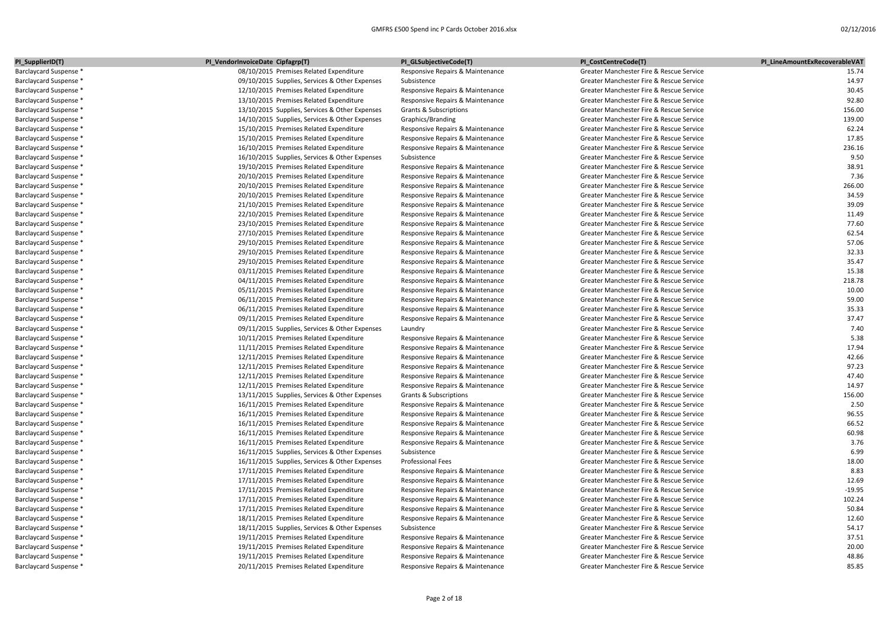| PI_SupplierID(T) | PI_VendorInvoiceDate | Cipfagrp(T) | PI_GLSubjectiveCode(T) | PI_CostCentreCode(T) | PI_LineAmountExRecoverableVAT |
|---|---|---|---|---|---|
| Barclaycard Suspense * | 08/10/2015 | Premises Related Expenditure | Responsive Repairs & Maintenance | Greater Manchester Fire & Rescue Service | 15.74 |
| Barclaycard Suspense * | 09/10/2015 | Supplies, Services & Other Expenses | Subsistence | Greater Manchester Fire & Rescue Service | 14.97 |
| Barclaycard Suspense * | 12/10/2015 | Premises Related Expenditure | Responsive Repairs & Maintenance | Greater Manchester Fire & Rescue Service | 30.45 |
| Barclaycard Suspense * | 13/10/2015 | Premises Related Expenditure | Responsive Repairs & Maintenance | Greater Manchester Fire & Rescue Service | 92.80 |
| Barclaycard Suspense * | 13/10/2015 | Supplies, Services & Other Expenses | Grants & Subscriptions | Greater Manchester Fire & Rescue Service | 156.00 |
| Barclaycard Suspense * | 14/10/2015 | Supplies, Services & Other Expenses | Graphics/Branding | Greater Manchester Fire & Rescue Service | 139.00 |
| Barclaycard Suspense * | 15/10/2015 | Premises Related Expenditure | Responsive Repairs & Maintenance | Greater Manchester Fire & Rescue Service | 62.24 |
| Barclaycard Suspense * | 15/10/2015 | Premises Related Expenditure | Responsive Repairs & Maintenance | Greater Manchester Fire & Rescue Service | 17.85 |
| Barclaycard Suspense * | 16/10/2015 | Premises Related Expenditure | Responsive Repairs & Maintenance | Greater Manchester Fire & Rescue Service | 236.16 |
| Barclaycard Suspense * | 16/10/2015 | Supplies, Services & Other Expenses | Subsistence | Greater Manchester Fire & Rescue Service | 9.50 |
| Barclaycard Suspense * | 19/10/2015 | Premises Related Expenditure | Responsive Repairs & Maintenance | Greater Manchester Fire & Rescue Service | 38.91 |
| Barclaycard Suspense * | 20/10/2015 | Premises Related Expenditure | Responsive Repairs & Maintenance | Greater Manchester Fire & Rescue Service | 7.36 |
| Barclaycard Suspense * | 20/10/2015 | Premises Related Expenditure | Responsive Repairs & Maintenance | Greater Manchester Fire & Rescue Service | 266.00 |
| Barclaycard Suspense * | 20/10/2015 | Premises Related Expenditure | Responsive Repairs & Maintenance | Greater Manchester Fire & Rescue Service | 34.59 |
| Barclaycard Suspense * | 21/10/2015 | Premises Related Expenditure | Responsive Repairs & Maintenance | Greater Manchester Fire & Rescue Service | 39.09 |
| Barclaycard Suspense * | 22/10/2015 | Premises Related Expenditure | Responsive Repairs & Maintenance | Greater Manchester Fire & Rescue Service | 11.49 |
| Barclaycard Suspense * | 23/10/2015 | Premises Related Expenditure | Responsive Repairs & Maintenance | Greater Manchester Fire & Rescue Service | 77.60 |
| Barclaycard Suspense * | 27/10/2015 | Premises Related Expenditure | Responsive Repairs & Maintenance | Greater Manchester Fire & Rescue Service | 62.54 |
| Barclaycard Suspense * | 29/10/2015 | Premises Related Expenditure | Responsive Repairs & Maintenance | Greater Manchester Fire & Rescue Service | 57.06 |
| Barclaycard Suspense * | 29/10/2015 | Premises Related Expenditure | Responsive Repairs & Maintenance | Greater Manchester Fire & Rescue Service | 32.33 |
| Barclaycard Suspense * | 29/10/2015 | Premises Related Expenditure | Responsive Repairs & Maintenance | Greater Manchester Fire & Rescue Service | 35.47 |
| Barclaycard Suspense * | 03/11/2015 | Premises Related Expenditure | Responsive Repairs & Maintenance | Greater Manchester Fire & Rescue Service | 15.38 |
| Barclaycard Suspense * | 04/11/2015 | Premises Related Expenditure | Responsive Repairs & Maintenance | Greater Manchester Fire & Rescue Service | 218.78 |
| Barclaycard Suspense * | 05/11/2015 | Premises Related Expenditure | Responsive Repairs & Maintenance | Greater Manchester Fire & Rescue Service | 10.00 |
| Barclaycard Suspense * | 06/11/2015 | Premises Related Expenditure | Responsive Repairs & Maintenance | Greater Manchester Fire & Rescue Service | 59.00 |
| Barclaycard Suspense * | 06/11/2015 | Premises Related Expenditure | Responsive Repairs & Maintenance | Greater Manchester Fire & Rescue Service | 35.33 |
| Barclaycard Suspense * | 09/11/2015 | Premises Related Expenditure | Responsive Repairs & Maintenance | Greater Manchester Fire & Rescue Service | 37.47 |
| Barclaycard Suspense * | 09/11/2015 | Supplies, Services & Other Expenses | Laundry | Greater Manchester Fire & Rescue Service | 7.40 |
| Barclaycard Suspense * | 10/11/2015 | Premises Related Expenditure | Responsive Repairs & Maintenance | Greater Manchester Fire & Rescue Service | 5.38 |
| Barclaycard Suspense * | 11/11/2015 | Premises Related Expenditure | Responsive Repairs & Maintenance | Greater Manchester Fire & Rescue Service | 17.94 |
| Barclaycard Suspense * | 12/11/2015 | Premises Related Expenditure | Responsive Repairs & Maintenance | Greater Manchester Fire & Rescue Service | 42.66 |
| Barclaycard Suspense * | 12/11/2015 | Premises Related Expenditure | Responsive Repairs & Maintenance | Greater Manchester Fire & Rescue Service | 97.23 |
| Barclaycard Suspense * | 12/11/2015 | Premises Related Expenditure | Responsive Repairs & Maintenance | Greater Manchester Fire & Rescue Service | 47.40 |
| Barclaycard Suspense * | 12/11/2015 | Premises Related Expenditure | Responsive Repairs & Maintenance | Greater Manchester Fire & Rescue Service | 14.97 |
| Barclaycard Suspense * | 13/11/2015 | Supplies, Services & Other Expenses | Grants & Subscriptions | Greater Manchester Fire & Rescue Service | 156.00 |
| Barclaycard Suspense * | 16/11/2015 | Premises Related Expenditure | Responsive Repairs & Maintenance | Greater Manchester Fire & Rescue Service | 2.50 |
| Barclaycard Suspense * | 16/11/2015 | Premises Related Expenditure | Responsive Repairs & Maintenance | Greater Manchester Fire & Rescue Service | 96.55 |
| Barclaycard Suspense * | 16/11/2015 | Premises Related Expenditure | Responsive Repairs & Maintenance | Greater Manchester Fire & Rescue Service | 66.52 |
| Barclaycard Suspense * | 16/11/2015 | Premises Related Expenditure | Responsive Repairs & Maintenance | Greater Manchester Fire & Rescue Service | 60.98 |
| Barclaycard Suspense * | 16/11/2015 | Premises Related Expenditure | Responsive Repairs & Maintenance | Greater Manchester Fire & Rescue Service | 3.76 |
| Barclaycard Suspense * | 16/11/2015 | Supplies, Services & Other Expenses | Subsistence | Greater Manchester Fire & Rescue Service | 6.99 |
| Barclaycard Suspense * | 16/11/2015 | Supplies, Services & Other Expenses | Professional Fees | Greater Manchester Fire & Rescue Service | 18.00 |
| Barclaycard Suspense * | 17/11/2015 | Premises Related Expenditure | Responsive Repairs & Maintenance | Greater Manchester Fire & Rescue Service | 8.83 |
| Barclaycard Suspense * | 17/11/2015 | Premises Related Expenditure | Responsive Repairs & Maintenance | Greater Manchester Fire & Rescue Service | 12.69 |
| Barclaycard Suspense * | 17/11/2015 | Premises Related Expenditure | Responsive Repairs & Maintenance | Greater Manchester Fire & Rescue Service | -19.95 |
| Barclaycard Suspense * | 17/11/2015 | Premises Related Expenditure | Responsive Repairs & Maintenance | Greater Manchester Fire & Rescue Service | 102.24 |
| Barclaycard Suspense * | 17/11/2015 | Premises Related Expenditure | Responsive Repairs & Maintenance | Greater Manchester Fire & Rescue Service | 50.84 |
| Barclaycard Suspense * | 18/11/2015 | Premises Related Expenditure | Responsive Repairs & Maintenance | Greater Manchester Fire & Rescue Service | 12.60 |
| Barclaycard Suspense * | 18/11/2015 | Supplies, Services & Other Expenses | Subsistence | Greater Manchester Fire & Rescue Service | 54.17 |
| Barclaycard Suspense * | 19/11/2015 | Premises Related Expenditure | Responsive Repairs & Maintenance | Greater Manchester Fire & Rescue Service | 37.51 |
| Barclaycard Suspense * | 19/11/2015 | Premises Related Expenditure | Responsive Repairs & Maintenance | Greater Manchester Fire & Rescue Service | 20.00 |
| Barclaycard Suspense * | 19/11/2015 | Premises Related Expenditure | Responsive Repairs & Maintenance | Greater Manchester Fire & Rescue Service | 48.86 |
| Barclaycard Suspense * | 20/11/2015 | Premises Related Expenditure | Responsive Repairs & Maintenance | Greater Manchester Fire & Rescue Service | 85.85 |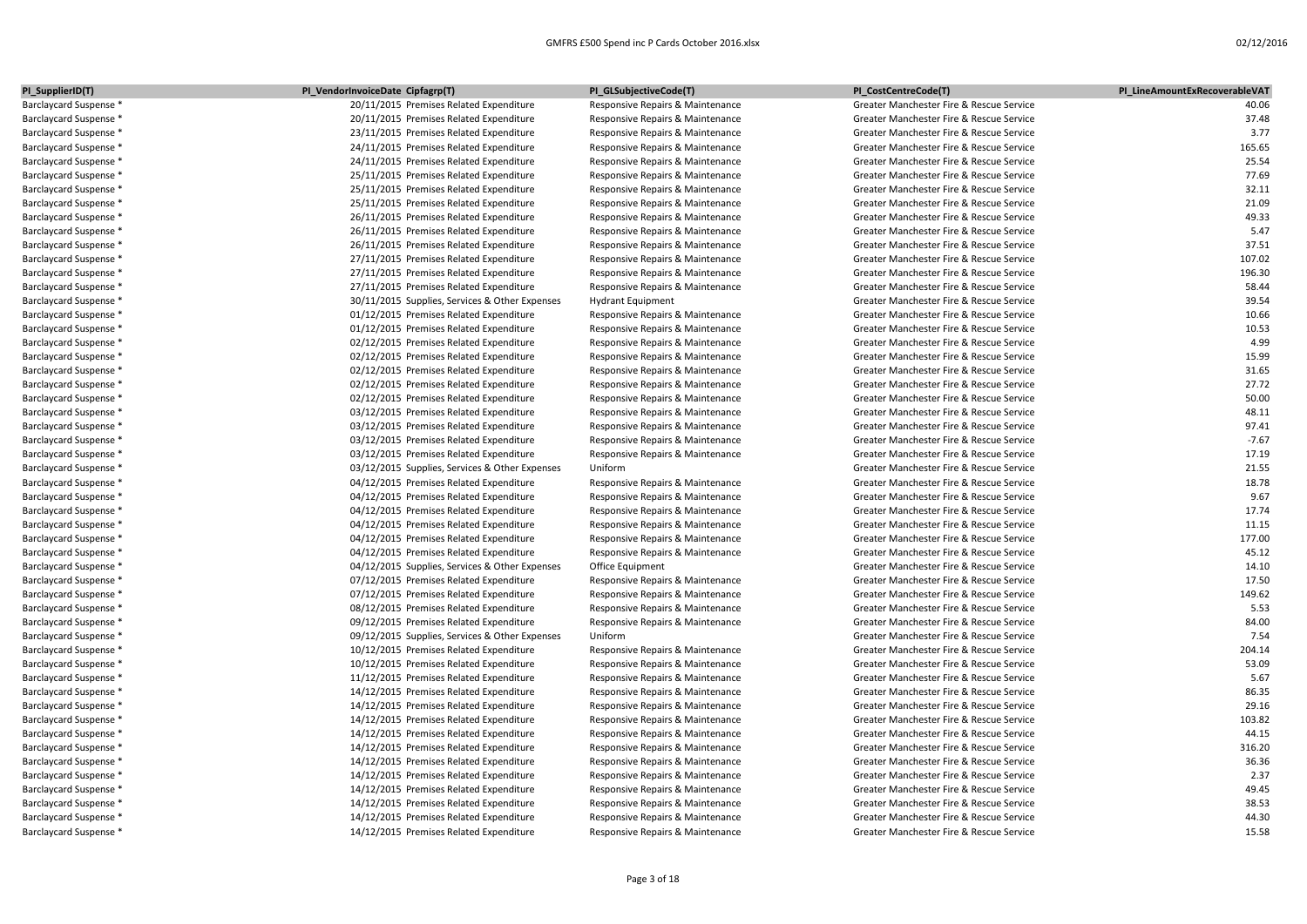| PI_SupplierID(T) | PI_VendorInvoiceDate | Cipfagrp(T) | PI_GLSubjectiveCode(T) | PI_CostCentreCode(T) | PI_LineAmountExRecoverableVAT |
|---|---|---|---|---|---|
| Barclaycard Suspense * | 20/11/2015 | Premises Related Expenditure | Responsive Repairs & Maintenance | Greater Manchester Fire & Rescue Service | 40.06 |
| Barclaycard Suspense * | 20/11/2015 | Premises Related Expenditure | Responsive Repairs & Maintenance | Greater Manchester Fire & Rescue Service | 37.48 |
| Barclaycard Suspense * | 23/11/2015 | Premises Related Expenditure | Responsive Repairs & Maintenance | Greater Manchester Fire & Rescue Service | 3.77 |
| Barclaycard Suspense * | 24/11/2015 | Premises Related Expenditure | Responsive Repairs & Maintenance | Greater Manchester Fire & Rescue Service | 165.65 |
| Barclaycard Suspense * | 24/11/2015 | Premises Related Expenditure | Responsive Repairs & Maintenance | Greater Manchester Fire & Rescue Service | 25.54 |
| Barclaycard Suspense * | 25/11/2015 | Premises Related Expenditure | Responsive Repairs & Maintenance | Greater Manchester Fire & Rescue Service | 77.69 |
| Barclaycard Suspense * | 25/11/2015 | Premises Related Expenditure | Responsive Repairs & Maintenance | Greater Manchester Fire & Rescue Service | 32.11 |
| Barclaycard Suspense * | 25/11/2015 | Premises Related Expenditure | Responsive Repairs & Maintenance | Greater Manchester Fire & Rescue Service | 21.09 |
| Barclaycard Suspense * | 26/11/2015 | Premises Related Expenditure | Responsive Repairs & Maintenance | Greater Manchester Fire & Rescue Service | 49.33 |
| Barclaycard Suspense * | 26/11/2015 | Premises Related Expenditure | Responsive Repairs & Maintenance | Greater Manchester Fire & Rescue Service | 5.47 |
| Barclaycard Suspense * | 26/11/2015 | Premises Related Expenditure | Responsive Repairs & Maintenance | Greater Manchester Fire & Rescue Service | 37.51 |
| Barclaycard Suspense * | 27/11/2015 | Premises Related Expenditure | Responsive Repairs & Maintenance | Greater Manchester Fire & Rescue Service | 107.02 |
| Barclaycard Suspense * | 27/11/2015 | Premises Related Expenditure | Responsive Repairs & Maintenance | Greater Manchester Fire & Rescue Service | 196.30 |
| Barclaycard Suspense * | 27/11/2015 | Premises Related Expenditure | Responsive Repairs & Maintenance | Greater Manchester Fire & Rescue Service | 58.44 |
| Barclaycard Suspense * | 30/11/2015 | Supplies, Services & Other Expenses | Hydrant Equipment | Greater Manchester Fire & Rescue Service | 39.54 |
| Barclaycard Suspense * | 01/12/2015 | Premises Related Expenditure | Responsive Repairs & Maintenance | Greater Manchester Fire & Rescue Service | 10.66 |
| Barclaycard Suspense * | 01/12/2015 | Premises Related Expenditure | Responsive Repairs & Maintenance | Greater Manchester Fire & Rescue Service | 10.53 |
| Barclaycard Suspense * | 02/12/2015 | Premises Related Expenditure | Responsive Repairs & Maintenance | Greater Manchester Fire & Rescue Service | 4.99 |
| Barclaycard Suspense * | 02/12/2015 | Premises Related Expenditure | Responsive Repairs & Maintenance | Greater Manchester Fire & Rescue Service | 15.99 |
| Barclaycard Suspense * | 02/12/2015 | Premises Related Expenditure | Responsive Repairs & Maintenance | Greater Manchester Fire & Rescue Service | 31.65 |
| Barclaycard Suspense * | 02/12/2015 | Premises Related Expenditure | Responsive Repairs & Maintenance | Greater Manchester Fire & Rescue Service | 27.72 |
| Barclaycard Suspense * | 02/12/2015 | Premises Related Expenditure | Responsive Repairs & Maintenance | Greater Manchester Fire & Rescue Service | 50.00 |
| Barclaycard Suspense * | 03/12/2015 | Premises Related Expenditure | Responsive Repairs & Maintenance | Greater Manchester Fire & Rescue Service | 48.11 |
| Barclaycard Suspense * | 03/12/2015 | Premises Related Expenditure | Responsive Repairs & Maintenance | Greater Manchester Fire & Rescue Service | 97.41 |
| Barclaycard Suspense * | 03/12/2015 | Premises Related Expenditure | Responsive Repairs & Maintenance | Greater Manchester Fire & Rescue Service | -7.67 |
| Barclaycard Suspense * | 03/12/2015 | Premises Related Expenditure | Responsive Repairs & Maintenance | Greater Manchester Fire & Rescue Service | 17.19 |
| Barclaycard Suspense * | 03/12/2015 | Supplies, Services & Other Expenses | Uniform | Greater Manchester Fire & Rescue Service | 21.55 |
| Barclaycard Suspense * | 04/12/2015 | Premises Related Expenditure | Responsive Repairs & Maintenance | Greater Manchester Fire & Rescue Service | 18.78 |
| Barclaycard Suspense * | 04/12/2015 | Premises Related Expenditure | Responsive Repairs & Maintenance | Greater Manchester Fire & Rescue Service | 9.67 |
| Barclaycard Suspense * | 04/12/2015 | Premises Related Expenditure | Responsive Repairs & Maintenance | Greater Manchester Fire & Rescue Service | 17.74 |
| Barclaycard Suspense * | 04/12/2015 | Premises Related Expenditure | Responsive Repairs & Maintenance | Greater Manchester Fire & Rescue Service | 11.15 |
| Barclaycard Suspense * | 04/12/2015 | Premises Related Expenditure | Responsive Repairs & Maintenance | Greater Manchester Fire & Rescue Service | 177.00 |
| Barclaycard Suspense * | 04/12/2015 | Premises Related Expenditure | Responsive Repairs & Maintenance | Greater Manchester Fire & Rescue Service | 45.12 |
| Barclaycard Suspense * | 04/12/2015 | Supplies, Services & Other Expenses | Office Equipment | Greater Manchester Fire & Rescue Service | 14.10 |
| Barclaycard Suspense * | 07/12/2015 | Premises Related Expenditure | Responsive Repairs & Maintenance | Greater Manchester Fire & Rescue Service | 17.50 |
| Barclaycard Suspense * | 07/12/2015 | Premises Related Expenditure | Responsive Repairs & Maintenance | Greater Manchester Fire & Rescue Service | 149.62 |
| Barclaycard Suspense * | 08/12/2015 | Premises Related Expenditure | Responsive Repairs & Maintenance | Greater Manchester Fire & Rescue Service | 5.53 |
| Barclaycard Suspense * | 09/12/2015 | Premises Related Expenditure | Responsive Repairs & Maintenance | Greater Manchester Fire & Rescue Service | 84.00 |
| Barclaycard Suspense * | 09/12/2015 | Supplies, Services & Other Expenses | Uniform | Greater Manchester Fire & Rescue Service | 7.54 |
| Barclaycard Suspense * | 10/12/2015 | Premises Related Expenditure | Responsive Repairs & Maintenance | Greater Manchester Fire & Rescue Service | 204.14 |
| Barclaycard Suspense * | 10/12/2015 | Premises Related Expenditure | Responsive Repairs & Maintenance | Greater Manchester Fire & Rescue Service | 53.09 |
| Barclaycard Suspense * | 11/12/2015 | Premises Related Expenditure | Responsive Repairs & Maintenance | Greater Manchester Fire & Rescue Service | 5.67 |
| Barclaycard Suspense * | 14/12/2015 | Premises Related Expenditure | Responsive Repairs & Maintenance | Greater Manchester Fire & Rescue Service | 86.35 |
| Barclaycard Suspense * | 14/12/2015 | Premises Related Expenditure | Responsive Repairs & Maintenance | Greater Manchester Fire & Rescue Service | 29.16 |
| Barclaycard Suspense * | 14/12/2015 | Premises Related Expenditure | Responsive Repairs & Maintenance | Greater Manchester Fire & Rescue Service | 103.82 |
| Barclaycard Suspense * | 14/12/2015 | Premises Related Expenditure | Responsive Repairs & Maintenance | Greater Manchester Fire & Rescue Service | 44.15 |
| Barclaycard Suspense * | 14/12/2015 | Premises Related Expenditure | Responsive Repairs & Maintenance | Greater Manchester Fire & Rescue Service | 316.20 |
| Barclaycard Suspense * | 14/12/2015 | Premises Related Expenditure | Responsive Repairs & Maintenance | Greater Manchester Fire & Rescue Service | 36.36 |
| Barclaycard Suspense * | 14/12/2015 | Premises Related Expenditure | Responsive Repairs & Maintenance | Greater Manchester Fire & Rescue Service | 2.37 |
| Barclaycard Suspense * | 14/12/2015 | Premises Related Expenditure | Responsive Repairs & Maintenance | Greater Manchester Fire & Rescue Service | 49.45 |
| Barclaycard Suspense * | 14/12/2015 | Premises Related Expenditure | Responsive Repairs & Maintenance | Greater Manchester Fire & Rescue Service | 38.53 |
| Barclaycard Suspense * | 14/12/2015 | Premises Related Expenditure | Responsive Repairs & Maintenance | Greater Manchester Fire & Rescue Service | 44.30 |
| Barclaycard Suspense * | 14/12/2015 | Premises Related Expenditure | Responsive Repairs & Maintenance | Greater Manchester Fire & Rescue Service | 15.58 |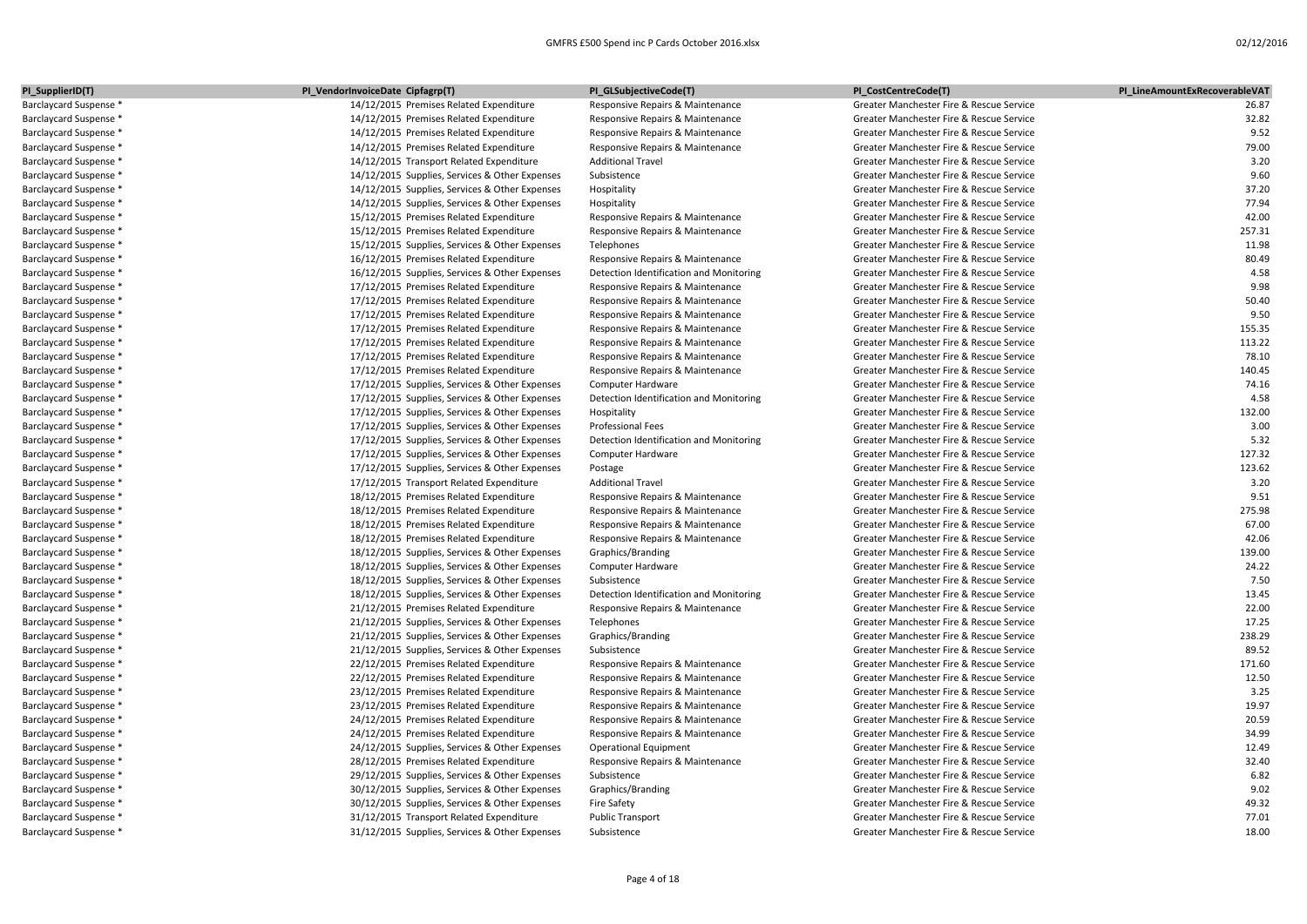| PI_SupplierID(T) | PI_VendorInvoiceDate | Cipfagrp(T) | PI_GLSubjectiveCode(T) | PI_CostCentreCode(T) | PI_LineAmountExRecoverableVAT |
|---|---|---|---|---|---|
| Barclaycard Suspense * | 14/12/2015 | Premises Related Expenditure | Responsive Repairs & Maintenance | Greater Manchester Fire & Rescue Service | 26.87 |
| Barclaycard Suspense * | 14/12/2015 | Premises Related Expenditure | Responsive Repairs & Maintenance | Greater Manchester Fire & Rescue Service | 32.82 |
| Barclaycard Suspense * | 14/12/2015 | Premises Related Expenditure | Responsive Repairs & Maintenance | Greater Manchester Fire & Rescue Service | 9.52 |
| Barclaycard Suspense * | 14/12/2015 | Premises Related Expenditure | Responsive Repairs & Maintenance | Greater Manchester Fire & Rescue Service | 79.00 |
| Barclaycard Suspense * | 14/12/2015 | Transport Related Expenditure | Additional Travel | Greater Manchester Fire & Rescue Service | 3.20 |
| Barclaycard Suspense * | 14/12/2015 | Supplies, Services & Other Expenses | Subsistence | Greater Manchester Fire & Rescue Service | 9.60 |
| Barclaycard Suspense * | 14/12/2015 | Supplies, Services & Other Expenses | Hospitality | Greater Manchester Fire & Rescue Service | 37.20 |
| Barclaycard Suspense * | 14/12/2015 | Supplies, Services & Other Expenses | Hospitality | Greater Manchester Fire & Rescue Service | 77.94 |
| Barclaycard Suspense * | 15/12/2015 | Premises Related Expenditure | Responsive Repairs & Maintenance | Greater Manchester Fire & Rescue Service | 42.00 |
| Barclaycard Suspense * | 15/12/2015 | Premises Related Expenditure | Responsive Repairs & Maintenance | Greater Manchester Fire & Rescue Service | 257.31 |
| Barclaycard Suspense * | 15/12/2015 | Supplies, Services & Other Expenses | Telephones | Greater Manchester Fire & Rescue Service | 11.98 |
| Barclaycard Suspense * | 16/12/2015 | Premises Related Expenditure | Responsive Repairs & Maintenance | Greater Manchester Fire & Rescue Service | 80.49 |
| Barclaycard Suspense * | 16/12/2015 | Supplies, Services & Other Expenses | Detection Identification and Monitoring | Greater Manchester Fire & Rescue Service | 4.58 |
| Barclaycard Suspense * | 17/12/2015 | Premises Related Expenditure | Responsive Repairs & Maintenance | Greater Manchester Fire & Rescue Service | 9.98 |
| Barclaycard Suspense * | 17/12/2015 | Premises Related Expenditure | Responsive Repairs & Maintenance | Greater Manchester Fire & Rescue Service | 50.40 |
| Barclaycard Suspense * | 17/12/2015 | Premises Related Expenditure | Responsive Repairs & Maintenance | Greater Manchester Fire & Rescue Service | 9.50 |
| Barclaycard Suspense * | 17/12/2015 | Premises Related Expenditure | Responsive Repairs & Maintenance | Greater Manchester Fire & Rescue Service | 155.35 |
| Barclaycard Suspense * | 17/12/2015 | Premises Related Expenditure | Responsive Repairs & Maintenance | Greater Manchester Fire & Rescue Service | 113.22 |
| Barclaycard Suspense * | 17/12/2015 | Premises Related Expenditure | Responsive Repairs & Maintenance | Greater Manchester Fire & Rescue Service | 78.10 |
| Barclaycard Suspense * | 17/12/2015 | Premises Related Expenditure | Responsive Repairs & Maintenance | Greater Manchester Fire & Rescue Service | 140.45 |
| Barclaycard Suspense * | 17/12/2015 | Supplies, Services & Other Expenses | Computer Hardware | Greater Manchester Fire & Rescue Service | 74.16 |
| Barclaycard Suspense * | 17/12/2015 | Supplies, Services & Other Expenses | Detection Identification and Monitoring | Greater Manchester Fire & Rescue Service | 4.58 |
| Barclaycard Suspense * | 17/12/2015 | Supplies, Services & Other Expenses | Hospitality | Greater Manchester Fire & Rescue Service | 132.00 |
| Barclaycard Suspense * | 17/12/2015 | Supplies, Services & Other Expenses | Professional Fees | Greater Manchester Fire & Rescue Service | 3.00 |
| Barclaycard Suspense * | 17/12/2015 | Supplies, Services & Other Expenses | Detection Identification and Monitoring | Greater Manchester Fire & Rescue Service | 5.32 |
| Barclaycard Suspense * | 17/12/2015 | Supplies, Services & Other Expenses | Computer Hardware | Greater Manchester Fire & Rescue Service | 127.32 |
| Barclaycard Suspense * | 17/12/2015 | Supplies, Services & Other Expenses | Postage | Greater Manchester Fire & Rescue Service | 123.62 |
| Barclaycard Suspense * | 17/12/2015 | Transport Related Expenditure | Additional Travel | Greater Manchester Fire & Rescue Service | 3.20 |
| Barclaycard Suspense * | 18/12/2015 | Premises Related Expenditure | Responsive Repairs & Maintenance | Greater Manchester Fire & Rescue Service | 9.51 |
| Barclaycard Suspense * | 18/12/2015 | Premises Related Expenditure | Responsive Repairs & Maintenance | Greater Manchester Fire & Rescue Service | 275.98 |
| Barclaycard Suspense * | 18/12/2015 | Premises Related Expenditure | Responsive Repairs & Maintenance | Greater Manchester Fire & Rescue Service | 67.00 |
| Barclaycard Suspense * | 18/12/2015 | Premises Related Expenditure | Responsive Repairs & Maintenance | Greater Manchester Fire & Rescue Service | 42.06 |
| Barclaycard Suspense * | 18/12/2015 | Supplies, Services & Other Expenses | Graphics/Branding | Greater Manchester Fire & Rescue Service | 139.00 |
| Barclaycard Suspense * | 18/12/2015 | Supplies, Services & Other Expenses | Computer Hardware | Greater Manchester Fire & Rescue Service | 24.22 |
| Barclaycard Suspense * | 18/12/2015 | Supplies, Services & Other Expenses | Subsistence | Greater Manchester Fire & Rescue Service | 7.50 |
| Barclaycard Suspense * | 18/12/2015 | Supplies, Services & Other Expenses | Detection Identification and Monitoring | Greater Manchester Fire & Rescue Service | 13.45 |
| Barclaycard Suspense * | 21/12/2015 | Premises Related Expenditure | Responsive Repairs & Maintenance | Greater Manchester Fire & Rescue Service | 22.00 |
| Barclaycard Suspense * | 21/12/2015 | Supplies, Services & Other Expenses | Telephones | Greater Manchester Fire & Rescue Service | 17.25 |
| Barclaycard Suspense * | 21/12/2015 | Supplies, Services & Other Expenses | Graphics/Branding | Greater Manchester Fire & Rescue Service | 238.29 |
| Barclaycard Suspense * | 21/12/2015 | Supplies, Services & Other Expenses | Subsistence | Greater Manchester Fire & Rescue Service | 89.52 |
| Barclaycard Suspense * | 22/12/2015 | Premises Related Expenditure | Responsive Repairs & Maintenance | Greater Manchester Fire & Rescue Service | 171.60 |
| Barclaycard Suspense * | 22/12/2015 | Premises Related Expenditure | Responsive Repairs & Maintenance | Greater Manchester Fire & Rescue Service | 12.50 |
| Barclaycard Suspense * | 23/12/2015 | Premises Related Expenditure | Responsive Repairs & Maintenance | Greater Manchester Fire & Rescue Service | 3.25 |
| Barclaycard Suspense * | 23/12/2015 | Premises Related Expenditure | Responsive Repairs & Maintenance | Greater Manchester Fire & Rescue Service | 19.97 |
| Barclaycard Suspense * | 24/12/2015 | Premises Related Expenditure | Responsive Repairs & Maintenance | Greater Manchester Fire & Rescue Service | 20.59 |
| Barclaycard Suspense * | 24/12/2015 | Premises Related Expenditure | Responsive Repairs & Maintenance | Greater Manchester Fire & Rescue Service | 34.99 |
| Barclaycard Suspense * | 24/12/2015 | Supplies, Services & Other Expenses | Operational Equipment | Greater Manchester Fire & Rescue Service | 12.49 |
| Barclaycard Suspense * | 28/12/2015 | Premises Related Expenditure | Responsive Repairs & Maintenance | Greater Manchester Fire & Rescue Service | 32.40 |
| Barclaycard Suspense * | 29/12/2015 | Supplies, Services & Other Expenses | Subsistence | Greater Manchester Fire & Rescue Service | 6.82 |
| Barclaycard Suspense * | 30/12/2015 | Supplies, Services & Other Expenses | Graphics/Branding | Greater Manchester Fire & Rescue Service | 9.02 |
| Barclaycard Suspense * | 30/12/2015 | Supplies, Services & Other Expenses | Fire Safety | Greater Manchester Fire & Rescue Service | 49.32 |
| Barclaycard Suspense * | 31/12/2015 | Transport Related Expenditure | Public Transport | Greater Manchester Fire & Rescue Service | 77.01 |
| Barclaycard Suspense * | 31/12/2015 | Supplies, Services & Other Expenses | Subsistence | Greater Manchester Fire & Rescue Service | 18.00 |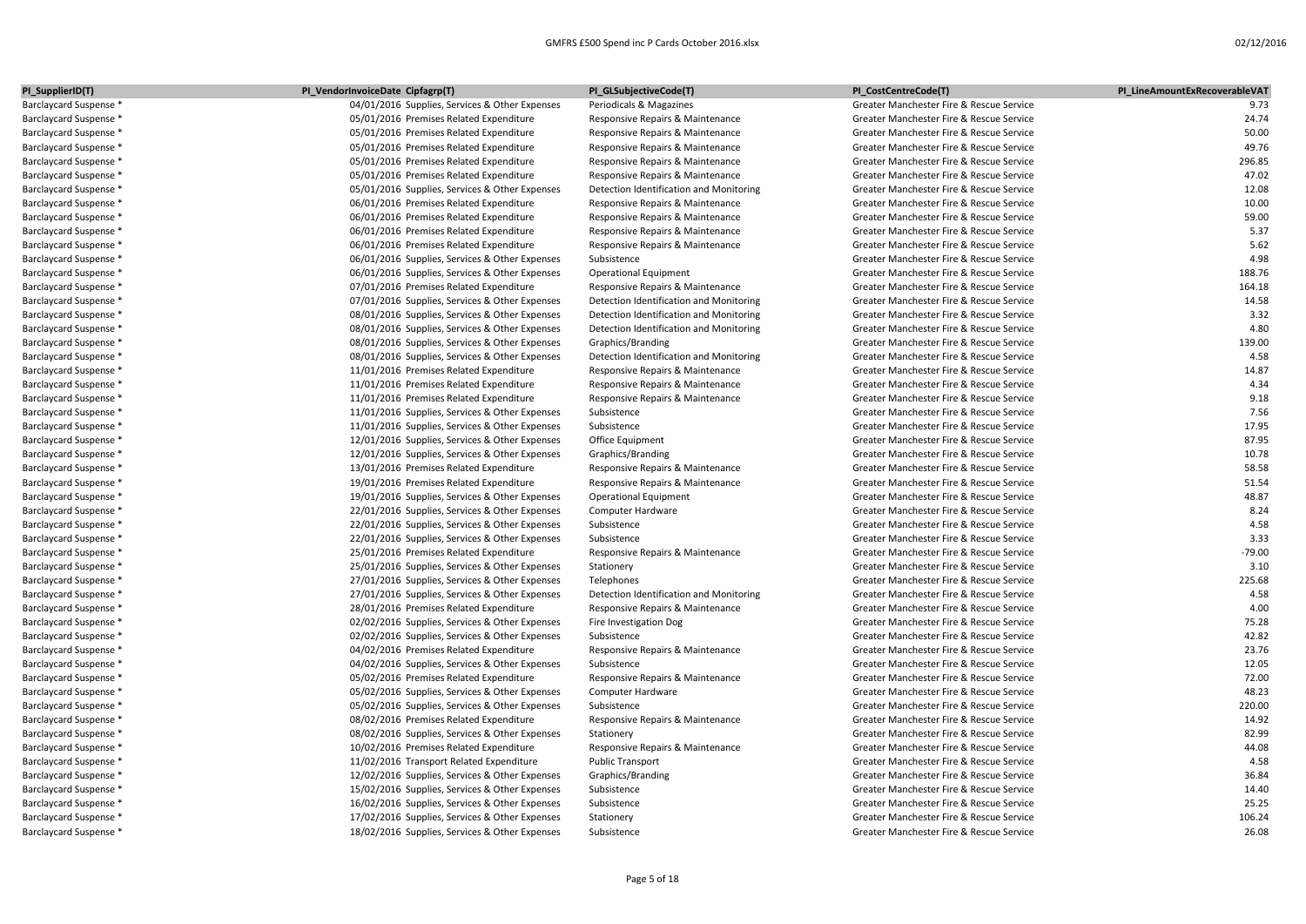| PI_SupplierID(T) | PI_VendorInvoiceDate | Cipfagrp(T) | PI_GLSubjectiveCode(T) | PI_CostCentreCode(T) | PI_LineAmountExRecoverableVAT |
|---|---|---|---|---|---|
| Barclaycard Suspense * | 04/01/2016 | Supplies, Services & Other Expenses | Periodicals & Magazines | Greater Manchester Fire & Rescue Service | 9.73 |
| Barclaycard Suspense * | 05/01/2016 | Premises Related Expenditure | Responsive Repairs & Maintenance | Greater Manchester Fire & Rescue Service | 24.74 |
| Barclaycard Suspense * | 05/01/2016 | Premises Related Expenditure | Responsive Repairs & Maintenance | Greater Manchester Fire & Rescue Service | 50.00 |
| Barclaycard Suspense * | 05/01/2016 | Premises Related Expenditure | Responsive Repairs & Maintenance | Greater Manchester Fire & Rescue Service | 49.76 |
| Barclaycard Suspense * | 05/01/2016 | Premises Related Expenditure | Responsive Repairs & Maintenance | Greater Manchester Fire & Rescue Service | 296.85 |
| Barclaycard Suspense * | 05/01/2016 | Premises Related Expenditure | Responsive Repairs & Maintenance | Greater Manchester Fire & Rescue Service | 47.02 |
| Barclaycard Suspense * | 05/01/2016 | Supplies, Services & Other Expenses | Detection Identification and Monitoring | Greater Manchester Fire & Rescue Service | 12.08 |
| Barclaycard Suspense * | 06/01/2016 | Premises Related Expenditure | Responsive Repairs & Maintenance | Greater Manchester Fire & Rescue Service | 10.00 |
| Barclaycard Suspense * | 06/01/2016 | Premises Related Expenditure | Responsive Repairs & Maintenance | Greater Manchester Fire & Rescue Service | 59.00 |
| Barclaycard Suspense * | 06/01/2016 | Premises Related Expenditure | Responsive Repairs & Maintenance | Greater Manchester Fire & Rescue Service | 5.37 |
| Barclaycard Suspense * | 06/01/2016 | Premises Related Expenditure | Responsive Repairs & Maintenance | Greater Manchester Fire & Rescue Service | 5.62 |
| Barclaycard Suspense * | 06/01/2016 | Supplies, Services & Other Expenses | Subsistence | Greater Manchester Fire & Rescue Service | 4.98 |
| Barclaycard Suspense * | 06/01/2016 | Supplies, Services & Other Expenses | Operational Equipment | Greater Manchester Fire & Rescue Service | 188.76 |
| Barclaycard Suspense * | 07/01/2016 | Premises Related Expenditure | Responsive Repairs & Maintenance | Greater Manchester Fire & Rescue Service | 164.18 |
| Barclaycard Suspense * | 07/01/2016 | Supplies, Services & Other Expenses | Detection Identification and Monitoring | Greater Manchester Fire & Rescue Service | 14.58 |
| Barclaycard Suspense * | 08/01/2016 | Supplies, Services & Other Expenses | Detection Identification and Monitoring | Greater Manchester Fire & Rescue Service | 3.32 |
| Barclaycard Suspense * | 08/01/2016 | Supplies, Services & Other Expenses | Detection Identification and Monitoring | Greater Manchester Fire & Rescue Service | 4.80 |
| Barclaycard Suspense * | 08/01/2016 | Supplies, Services & Other Expenses | Graphics/Branding | Greater Manchester Fire & Rescue Service | 139.00 |
| Barclaycard Suspense * | 08/01/2016 | Supplies, Services & Other Expenses | Detection Identification and Monitoring | Greater Manchester Fire & Rescue Service | 4.58 |
| Barclaycard Suspense * | 11/01/2016 | Premises Related Expenditure | Responsive Repairs & Maintenance | Greater Manchester Fire & Rescue Service | 14.87 |
| Barclaycard Suspense * | 11/01/2016 | Premises Related Expenditure | Responsive Repairs & Maintenance | Greater Manchester Fire & Rescue Service | 4.34 |
| Barclaycard Suspense * | 11/01/2016 | Premises Related Expenditure | Responsive Repairs & Maintenance | Greater Manchester Fire & Rescue Service | 9.18 |
| Barclaycard Suspense * | 11/01/2016 | Supplies, Services & Other Expenses | Subsistence | Greater Manchester Fire & Rescue Service | 7.56 |
| Barclaycard Suspense * | 11/01/2016 | Supplies, Services & Other Expenses | Subsistence | Greater Manchester Fire & Rescue Service | 17.95 |
| Barclaycard Suspense * | 12/01/2016 | Supplies, Services & Other Expenses | Office Equipment | Greater Manchester Fire & Rescue Service | 87.95 |
| Barclaycard Suspense * | 12/01/2016 | Supplies, Services & Other Expenses | Graphics/Branding | Greater Manchester Fire & Rescue Service | 10.78 |
| Barclaycard Suspense * | 13/01/2016 | Premises Related Expenditure | Responsive Repairs & Maintenance | Greater Manchester Fire & Rescue Service | 58.58 |
| Barclaycard Suspense * | 19/01/2016 | Premises Related Expenditure | Responsive Repairs & Maintenance | Greater Manchester Fire & Rescue Service | 51.54 |
| Barclaycard Suspense * | 19/01/2016 | Supplies, Services & Other Expenses | Operational Equipment | Greater Manchester Fire & Rescue Service | 48.87 |
| Barclaycard Suspense * | 22/01/2016 | Supplies, Services & Other Expenses | Computer Hardware | Greater Manchester Fire & Rescue Service | 8.24 |
| Barclaycard Suspense * | 22/01/2016 | Supplies, Services & Other Expenses | Subsistence | Greater Manchester Fire & Rescue Service | 4.58 |
| Barclaycard Suspense * | 22/01/2016 | Supplies, Services & Other Expenses | Subsistence | Greater Manchester Fire & Rescue Service | 3.33 |
| Barclaycard Suspense * | 25/01/2016 | Premises Related Expenditure | Responsive Repairs & Maintenance | Greater Manchester Fire & Rescue Service | -79.00 |
| Barclaycard Suspense * | 25/01/2016 | Supplies, Services & Other Expenses | Stationery | Greater Manchester Fire & Rescue Service | 3.10 |
| Barclaycard Suspense * | 27/01/2016 | Supplies, Services & Other Expenses | Telephones | Greater Manchester Fire & Rescue Service | 225.68 |
| Barclaycard Suspense * | 27/01/2016 | Supplies, Services & Other Expenses | Detection Identification and Monitoring | Greater Manchester Fire & Rescue Service | 4.58 |
| Barclaycard Suspense * | 28/01/2016 | Premises Related Expenditure | Responsive Repairs & Maintenance | Greater Manchester Fire & Rescue Service | 4.00 |
| Barclaycard Suspense * | 02/02/2016 | Supplies, Services & Other Expenses | Fire Investigation Dog | Greater Manchester Fire & Rescue Service | 75.28 |
| Barclaycard Suspense * | 02/02/2016 | Supplies, Services & Other Expenses | Subsistence | Greater Manchester Fire & Rescue Service | 42.82 |
| Barclaycard Suspense * | 04/02/2016 | Premises Related Expenditure | Responsive Repairs & Maintenance | Greater Manchester Fire & Rescue Service | 23.76 |
| Barclaycard Suspense * | 04/02/2016 | Supplies, Services & Other Expenses | Subsistence | Greater Manchester Fire & Rescue Service | 12.05 |
| Barclaycard Suspense * | 05/02/2016 | Premises Related Expenditure | Responsive Repairs & Maintenance | Greater Manchester Fire & Rescue Service | 72.00 |
| Barclaycard Suspense * | 05/02/2016 | Supplies, Services & Other Expenses | Computer Hardware | Greater Manchester Fire & Rescue Service | 48.23 |
| Barclaycard Suspense * | 05/02/2016 | Supplies, Services & Other Expenses | Subsistence | Greater Manchester Fire & Rescue Service | 220.00 |
| Barclaycard Suspense * | 08/02/2016 | Premises Related Expenditure | Responsive Repairs & Maintenance | Greater Manchester Fire & Rescue Service | 14.92 |
| Barclaycard Suspense * | 08/02/2016 | Supplies, Services & Other Expenses | Stationery | Greater Manchester Fire & Rescue Service | 82.99 |
| Barclaycard Suspense * | 10/02/2016 | Premises Related Expenditure | Responsive Repairs & Maintenance | Greater Manchester Fire & Rescue Service | 44.08 |
| Barclaycard Suspense * | 11/02/2016 | Transport Related Expenditure | Public Transport | Greater Manchester Fire & Rescue Service | 4.58 |
| Barclaycard Suspense * | 12/02/2016 | Supplies, Services & Other Expenses | Graphics/Branding | Greater Manchester Fire & Rescue Service | 36.84 |
| Barclaycard Suspense * | 15/02/2016 | Supplies, Services & Other Expenses | Subsistence | Greater Manchester Fire & Rescue Service | 14.40 |
| Barclaycard Suspense * | 16/02/2016 | Supplies, Services & Other Expenses | Subsistence | Greater Manchester Fire & Rescue Service | 25.25 |
| Barclaycard Suspense * | 17/02/2016 | Supplies, Services & Other Expenses | Stationery | Greater Manchester Fire & Rescue Service | 106.24 |
| Barclaycard Suspense * | 18/02/2016 | Supplies, Services & Other Expenses | Subsistence | Greater Manchester Fire & Rescue Service | 26.08 |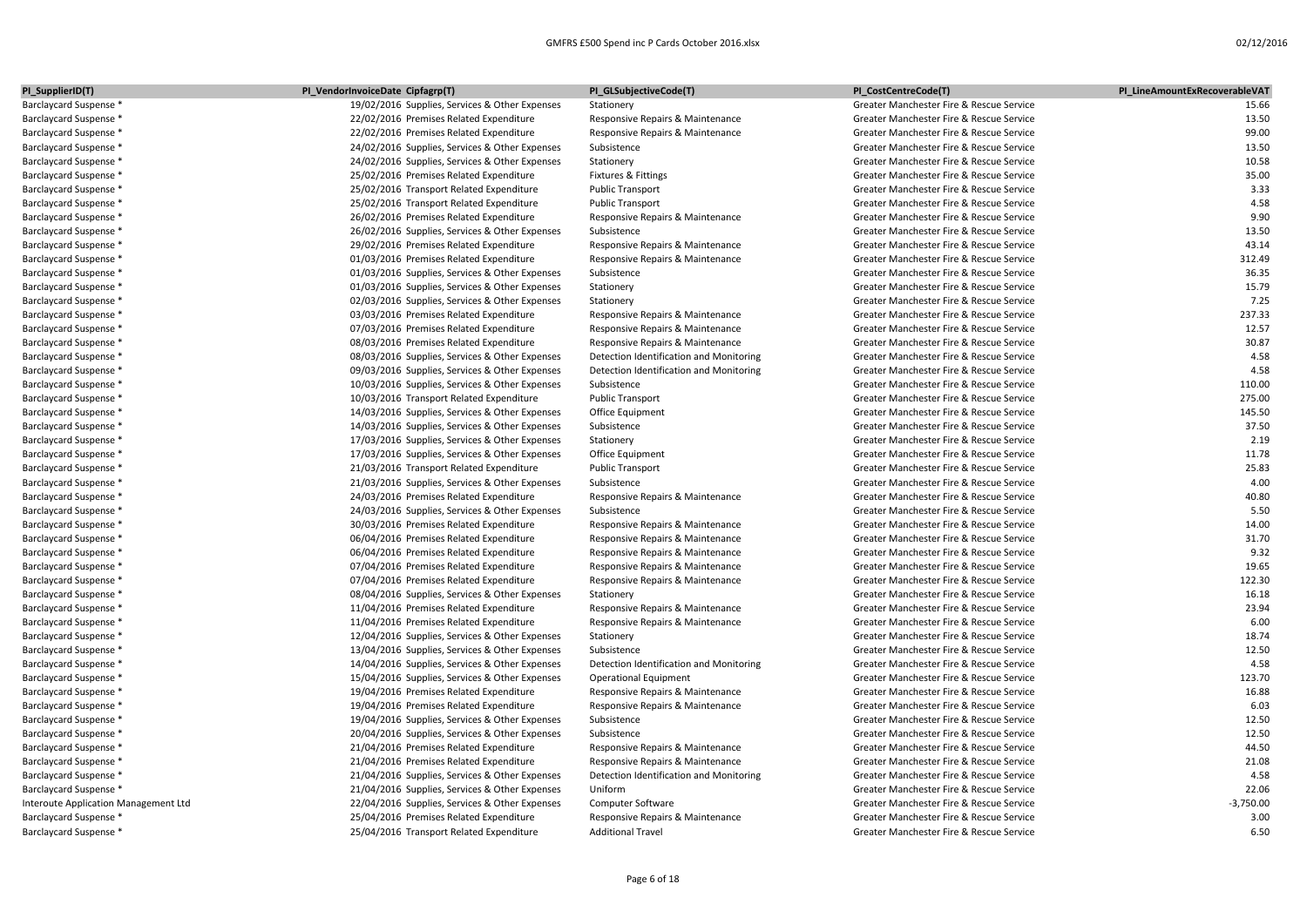| PI_SupplierID(T) | PI_VendorInvoiceDate | Cipfagrp(T) | PI_GLSubjectiveCode(T) | PI_CostCentreCode(T) | PI_LineAmountExRecoverableVAT |
|---|---|---|---|---|---|
| Barclaycard Suspense * | 19/02/2016 | Supplies, Services & Other Expenses | Stationery | Greater Manchester Fire & Rescue Service | 15.66 |
| Barclaycard Suspense * | 22/02/2016 | Premises Related Expenditure | Responsive Repairs & Maintenance | Greater Manchester Fire & Rescue Service | 13.50 |
| Barclaycard Suspense * | 22/02/2016 | Premises Related Expenditure | Responsive Repairs & Maintenance | Greater Manchester Fire & Rescue Service | 99.00 |
| Barclaycard Suspense * | 24/02/2016 | Supplies, Services & Other Expenses | Subsistence | Greater Manchester Fire & Rescue Service | 13.50 |
| Barclaycard Suspense * | 24/02/2016 | Supplies, Services & Other Expenses | Stationery | Greater Manchester Fire & Rescue Service | 10.58 |
| Barclaycard Suspense * | 25/02/2016 | Premises Related Expenditure | Fixtures & Fittings | Greater Manchester Fire & Rescue Service | 35.00 |
| Barclaycard Suspense * | 25/02/2016 | Transport Related Expenditure | Public Transport | Greater Manchester Fire & Rescue Service | 3.33 |
| Barclaycard Suspense * | 25/02/2016 | Transport Related Expenditure | Public Transport | Greater Manchester Fire & Rescue Service | 4.58 |
| Barclaycard Suspense * | 26/02/2016 | Premises Related Expenditure | Responsive Repairs & Maintenance | Greater Manchester Fire & Rescue Service | 9.90 |
| Barclaycard Suspense * | 26/02/2016 | Supplies, Services & Other Expenses | Subsistence | Greater Manchester Fire & Rescue Service | 13.50 |
| Barclaycard Suspense * | 29/02/2016 | Premises Related Expenditure | Responsive Repairs & Maintenance | Greater Manchester Fire & Rescue Service | 43.14 |
| Barclaycard Suspense * | 01/03/2016 | Premises Related Expenditure | Responsive Repairs & Maintenance | Greater Manchester Fire & Rescue Service | 312.49 |
| Barclaycard Suspense * | 01/03/2016 | Supplies, Services & Other Expenses | Subsistence | Greater Manchester Fire & Rescue Service | 36.35 |
| Barclaycard Suspense * | 01/03/2016 | Supplies, Services & Other Expenses | Stationery | Greater Manchester Fire & Rescue Service | 15.79 |
| Barclaycard Suspense * | 02/03/2016 | Supplies, Services & Other Expenses | Stationery | Greater Manchester Fire & Rescue Service | 7.25 |
| Barclaycard Suspense * | 03/03/2016 | Premises Related Expenditure | Responsive Repairs & Maintenance | Greater Manchester Fire & Rescue Service | 237.33 |
| Barclaycard Suspense * | 07/03/2016 | Premises Related Expenditure | Responsive Repairs & Maintenance | Greater Manchester Fire & Rescue Service | 12.57 |
| Barclaycard Suspense * | 08/03/2016 | Premises Related Expenditure | Responsive Repairs & Maintenance | Greater Manchester Fire & Rescue Service | 30.87 |
| Barclaycard Suspense * | 08/03/2016 | Supplies, Services & Other Expenses | Detection Identification and Monitoring | Greater Manchester Fire & Rescue Service | 4.58 |
| Barclaycard Suspense * | 09/03/2016 | Supplies, Services & Other Expenses | Detection Identification and Monitoring | Greater Manchester Fire & Rescue Service | 4.58 |
| Barclaycard Suspense * | 10/03/2016 | Supplies, Services & Other Expenses | Subsistence | Greater Manchester Fire & Rescue Service | 110.00 |
| Barclaycard Suspense * | 10/03/2016 | Transport Related Expenditure | Public Transport | Greater Manchester Fire & Rescue Service | 275.00 |
| Barclaycard Suspense * | 14/03/2016 | Supplies, Services & Other Expenses | Office Equipment | Greater Manchester Fire & Rescue Service | 145.50 |
| Barclaycard Suspense * | 14/03/2016 | Supplies, Services & Other Expenses | Subsistence | Greater Manchester Fire & Rescue Service | 37.50 |
| Barclaycard Suspense * | 17/03/2016 | Supplies, Services & Other Expenses | Stationery | Greater Manchester Fire & Rescue Service | 2.19 |
| Barclaycard Suspense * | 17/03/2016 | Supplies, Services & Other Expenses | Office Equipment | Greater Manchester Fire & Rescue Service | 11.78 |
| Barclaycard Suspense * | 21/03/2016 | Transport Related Expenditure | Public Transport | Greater Manchester Fire & Rescue Service | 25.83 |
| Barclaycard Suspense * | 21/03/2016 | Supplies, Services & Other Expenses | Subsistence | Greater Manchester Fire & Rescue Service | 4.00 |
| Barclaycard Suspense * | 24/03/2016 | Premises Related Expenditure | Responsive Repairs & Maintenance | Greater Manchester Fire & Rescue Service | 40.80 |
| Barclaycard Suspense * | 24/03/2016 | Supplies, Services & Other Expenses | Subsistence | Greater Manchester Fire & Rescue Service | 5.50 |
| Barclaycard Suspense * | 30/03/2016 | Premises Related Expenditure | Responsive Repairs & Maintenance | Greater Manchester Fire & Rescue Service | 14.00 |
| Barclaycard Suspense * | 06/04/2016 | Premises Related Expenditure | Responsive Repairs & Maintenance | Greater Manchester Fire & Rescue Service | 31.70 |
| Barclaycard Suspense * | 06/04/2016 | Premises Related Expenditure | Responsive Repairs & Maintenance | Greater Manchester Fire & Rescue Service | 9.32 |
| Barclaycard Suspense * | 07/04/2016 | Premises Related Expenditure | Responsive Repairs & Maintenance | Greater Manchester Fire & Rescue Service | 19.65 |
| Barclaycard Suspense * | 07/04/2016 | Premises Related Expenditure | Responsive Repairs & Maintenance | Greater Manchester Fire & Rescue Service | 122.30 |
| Barclaycard Suspense * | 08/04/2016 | Supplies, Services & Other Expenses | Stationery | Greater Manchester Fire & Rescue Service | 16.18 |
| Barclaycard Suspense * | 11/04/2016 | Premises Related Expenditure | Responsive Repairs & Maintenance | Greater Manchester Fire & Rescue Service | 23.94 |
| Barclaycard Suspense * | 11/04/2016 | Premises Related Expenditure | Responsive Repairs & Maintenance | Greater Manchester Fire & Rescue Service | 6.00 |
| Barclaycard Suspense * | 12/04/2016 | Supplies, Services & Other Expenses | Stationery | Greater Manchester Fire & Rescue Service | 18.74 |
| Barclaycard Suspense * | 13/04/2016 | Supplies, Services & Other Expenses | Subsistence | Greater Manchester Fire & Rescue Service | 12.50 |
| Barclaycard Suspense * | 14/04/2016 | Supplies, Services & Other Expenses | Detection Identification and Monitoring | Greater Manchester Fire & Rescue Service | 4.58 |
| Barclaycard Suspense * | 15/04/2016 | Supplies, Services & Other Expenses | Operational Equipment | Greater Manchester Fire & Rescue Service | 123.70 |
| Barclaycard Suspense * | 19/04/2016 | Premises Related Expenditure | Responsive Repairs & Maintenance | Greater Manchester Fire & Rescue Service | 16.88 |
| Barclaycard Suspense * | 19/04/2016 | Premises Related Expenditure | Responsive Repairs & Maintenance | Greater Manchester Fire & Rescue Service | 6.03 |
| Barclaycard Suspense * | 19/04/2016 | Supplies, Services & Other Expenses | Subsistence | Greater Manchester Fire & Rescue Service | 12.50 |
| Barclaycard Suspense * | 20/04/2016 | Supplies, Services & Other Expenses | Subsistence | Greater Manchester Fire & Rescue Service | 12.50 |
| Barclaycard Suspense * | 21/04/2016 | Premises Related Expenditure | Responsive Repairs & Maintenance | Greater Manchester Fire & Rescue Service | 44.50 |
| Barclaycard Suspense * | 21/04/2016 | Premises Related Expenditure | Responsive Repairs & Maintenance | Greater Manchester Fire & Rescue Service | 21.08 |
| Barclaycard Suspense * | 21/04/2016 | Supplies, Services & Other Expenses | Detection Identification and Monitoring | Greater Manchester Fire & Rescue Service | 4.58 |
| Barclaycard Suspense * | 21/04/2016 | Supplies, Services & Other Expenses | Uniform | Greater Manchester Fire & Rescue Service | 22.06 |
| Interoute Application Management Ltd | 22/04/2016 | Supplies, Services & Other Expenses | Computer Software | Greater Manchester Fire & Rescue Service | -3,750.00 |
| Barclaycard Suspense * | 25/04/2016 | Premises Related Expenditure | Responsive Repairs & Maintenance | Greater Manchester Fire & Rescue Service | 3.00 |
| Barclaycard Suspense * | 25/04/2016 | Transport Related Expenditure | Additional Travel | Greater Manchester Fire & Rescue Service | 6.50 |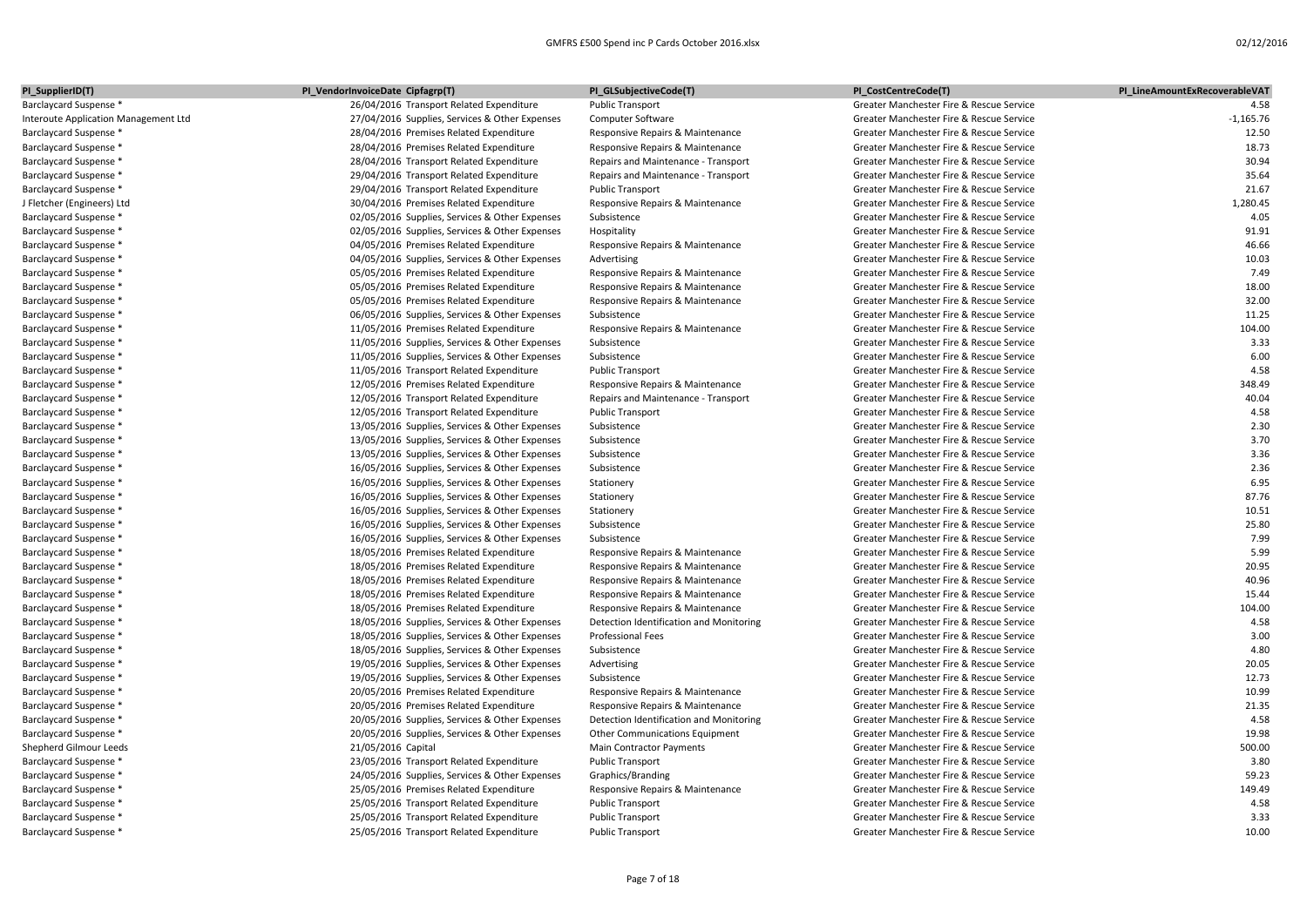| PI_SupplierID(T) | PI_VendorInvoiceDate | Cipfagrp(T) | PI_GLSubjectiveCode(T) | PI_CostCentreCode(T) | PI_LineAmountExRecoverableVAT |
|---|---|---|---|---|---|
| Barclaycard Suspense * | 26/04/2016 | Transport Related Expenditure | Public Transport | Greater Manchester Fire & Rescue Service | 4.58 |
| Interoute Application Management Ltd | 27/04/2016 | Supplies, Services & Other Expenses | Computer Software | Greater Manchester Fire & Rescue Service | -1,165.76 |
| Barclaycard Suspense * | 28/04/2016 | Premises Related Expenditure | Responsive Repairs & Maintenance | Greater Manchester Fire & Rescue Service | 12.50 |
| Barclaycard Suspense * | 28/04/2016 | Premises Related Expenditure | Responsive Repairs & Maintenance | Greater Manchester Fire & Rescue Service | 18.73 |
| Barclaycard Suspense * | 28/04/2016 | Transport Related Expenditure | Repairs and Maintenance - Transport | Greater Manchester Fire & Rescue Service | 30.94 |
| Barclaycard Suspense * | 29/04/2016 | Transport Related Expenditure | Repairs and Maintenance - Transport | Greater Manchester Fire & Rescue Service | 35.64 |
| Barclaycard Suspense * | 29/04/2016 | Transport Related Expenditure | Public Transport | Greater Manchester Fire & Rescue Service | 21.67 |
| J Fletcher (Engineers) Ltd | 30/04/2016 | Premises Related Expenditure | Responsive Repairs & Maintenance | Greater Manchester Fire & Rescue Service | 1,280.45 |
| Barclaycard Suspense * | 02/05/2016 | Supplies, Services & Other Expenses | Subsistence | Greater Manchester Fire & Rescue Service | 4.05 |
| Barclaycard Suspense * | 02/05/2016 | Supplies, Services & Other Expenses | Hospitality | Greater Manchester Fire & Rescue Service | 91.91 |
| Barclaycard Suspense * | 04/05/2016 | Premises Related Expenditure | Responsive Repairs & Maintenance | Greater Manchester Fire & Rescue Service | 46.66 |
| Barclaycard Suspense * | 04/05/2016 | Supplies, Services & Other Expenses | Advertising | Greater Manchester Fire & Rescue Service | 10.03 |
| Barclaycard Suspense * | 05/05/2016 | Premises Related Expenditure | Responsive Repairs & Maintenance | Greater Manchester Fire & Rescue Service | 7.49 |
| Barclaycard Suspense * | 05/05/2016 | Premises Related Expenditure | Responsive Repairs & Maintenance | Greater Manchester Fire & Rescue Service | 18.00 |
| Barclaycard Suspense * | 05/05/2016 | Premises Related Expenditure | Responsive Repairs & Maintenance | Greater Manchester Fire & Rescue Service | 32.00 |
| Barclaycard Suspense * | 06/05/2016 | Supplies, Services & Other Expenses | Subsistence | Greater Manchester Fire & Rescue Service | 11.25 |
| Barclaycard Suspense * | 11/05/2016 | Premises Related Expenditure | Responsive Repairs & Maintenance | Greater Manchester Fire & Rescue Service | 104.00 |
| Barclaycard Suspense * | 11/05/2016 | Supplies, Services & Other Expenses | Subsistence | Greater Manchester Fire & Rescue Service | 3.33 |
| Barclaycard Suspense * | 11/05/2016 | Supplies, Services & Other Expenses | Subsistence | Greater Manchester Fire & Rescue Service | 6.00 |
| Barclaycard Suspense * | 11/05/2016 | Transport Related Expenditure | Public Transport | Greater Manchester Fire & Rescue Service | 4.58 |
| Barclaycard Suspense * | 12/05/2016 | Premises Related Expenditure | Responsive Repairs & Maintenance | Greater Manchester Fire & Rescue Service | 348.49 |
| Barclaycard Suspense * | 12/05/2016 | Transport Related Expenditure | Repairs and Maintenance - Transport | Greater Manchester Fire & Rescue Service | 40.04 |
| Barclaycard Suspense * | 12/05/2016 | Transport Related Expenditure | Public Transport | Greater Manchester Fire & Rescue Service | 4.58 |
| Barclaycard Suspense * | 13/05/2016 | Supplies, Services & Other Expenses | Subsistence | Greater Manchester Fire & Rescue Service | 2.30 |
| Barclaycard Suspense * | 13/05/2016 | Supplies, Services & Other Expenses | Subsistence | Greater Manchester Fire & Rescue Service | 3.70 |
| Barclaycard Suspense * | 13/05/2016 | Supplies, Services & Other Expenses | Subsistence | Greater Manchester Fire & Rescue Service | 3.36 |
| Barclaycard Suspense * | 16/05/2016 | Supplies, Services & Other Expenses | Subsistence | Greater Manchester Fire & Rescue Service | 2.36 |
| Barclaycard Suspense * | 16/05/2016 | Supplies, Services & Other Expenses | Stationery | Greater Manchester Fire & Rescue Service | 6.95 |
| Barclaycard Suspense * | 16/05/2016 | Supplies, Services & Other Expenses | Stationery | Greater Manchester Fire & Rescue Service | 87.76 |
| Barclaycard Suspense * | 16/05/2016 | Supplies, Services & Other Expenses | Stationery | Greater Manchester Fire & Rescue Service | 10.51 |
| Barclaycard Suspense * | 16/05/2016 | Supplies, Services & Other Expenses | Subsistence | Greater Manchester Fire & Rescue Service | 25.80 |
| Barclaycard Suspense * | 16/05/2016 | Supplies, Services & Other Expenses | Subsistence | Greater Manchester Fire & Rescue Service | 7.99 |
| Barclaycard Suspense * | 18/05/2016 | Premises Related Expenditure | Responsive Repairs & Maintenance | Greater Manchester Fire & Rescue Service | 5.99 |
| Barclaycard Suspense * | 18/05/2016 | Premises Related Expenditure | Responsive Repairs & Maintenance | Greater Manchester Fire & Rescue Service | 20.95 |
| Barclaycard Suspense * | 18/05/2016 | Premises Related Expenditure | Responsive Repairs & Maintenance | Greater Manchester Fire & Rescue Service | 40.96 |
| Barclaycard Suspense * | 18/05/2016 | Premises Related Expenditure | Responsive Repairs & Maintenance | Greater Manchester Fire & Rescue Service | 15.44 |
| Barclaycard Suspense * | 18/05/2016 | Premises Related Expenditure | Responsive Repairs & Maintenance | Greater Manchester Fire & Rescue Service | 104.00 |
| Barclaycard Suspense * | 18/05/2016 | Supplies, Services & Other Expenses | Detection Identification and Monitoring | Greater Manchester Fire & Rescue Service | 4.58 |
| Barclaycard Suspense * | 18/05/2016 | Supplies, Services & Other Expenses | Professional Fees | Greater Manchester Fire & Rescue Service | 3.00 |
| Barclaycard Suspense * | 18/05/2016 | Supplies, Services & Other Expenses | Subsistence | Greater Manchester Fire & Rescue Service | 4.80 |
| Barclaycard Suspense * | 19/05/2016 | Supplies, Services & Other Expenses | Advertising | Greater Manchester Fire & Rescue Service | 20.05 |
| Barclaycard Suspense * | 19/05/2016 | Supplies, Services & Other Expenses | Subsistence | Greater Manchester Fire & Rescue Service | 12.73 |
| Barclaycard Suspense * | 20/05/2016 | Premises Related Expenditure | Responsive Repairs & Maintenance | Greater Manchester Fire & Rescue Service | 10.99 |
| Barclaycard Suspense * | 20/05/2016 | Premises Related Expenditure | Responsive Repairs & Maintenance | Greater Manchester Fire & Rescue Service | 21.35 |
| Barclaycard Suspense * | 20/05/2016 | Supplies, Services & Other Expenses | Detection Identification and Monitoring | Greater Manchester Fire & Rescue Service | 4.58 |
| Barclaycard Suspense * | 20/05/2016 | Supplies, Services & Other Expenses | Other Communications Equipment | Greater Manchester Fire & Rescue Service | 19.98 |
| Shepherd Gilmour Leeds | 21/05/2016 | Capital | Main Contractor Payments | Greater Manchester Fire & Rescue Service | 500.00 |
| Barclaycard Suspense * | 23/05/2016 | Transport Related Expenditure | Public Transport | Greater Manchester Fire & Rescue Service | 3.80 |
| Barclaycard Suspense * | 24/05/2016 | Supplies, Services & Other Expenses | Graphics/Branding | Greater Manchester Fire & Rescue Service | 59.23 |
| Barclaycard Suspense * | 25/05/2016 | Premises Related Expenditure | Responsive Repairs & Maintenance | Greater Manchester Fire & Rescue Service | 149.49 |
| Barclaycard Suspense * | 25/05/2016 | Transport Related Expenditure | Public Transport | Greater Manchester Fire & Rescue Service | 4.58 |
| Barclaycard Suspense * | 25/05/2016 | Transport Related Expenditure | Public Transport | Greater Manchester Fire & Rescue Service | 3.33 |
| Barclaycard Suspense * | 25/05/2016 | Transport Related Expenditure | Public Transport | Greater Manchester Fire & Rescue Service | 10.00 |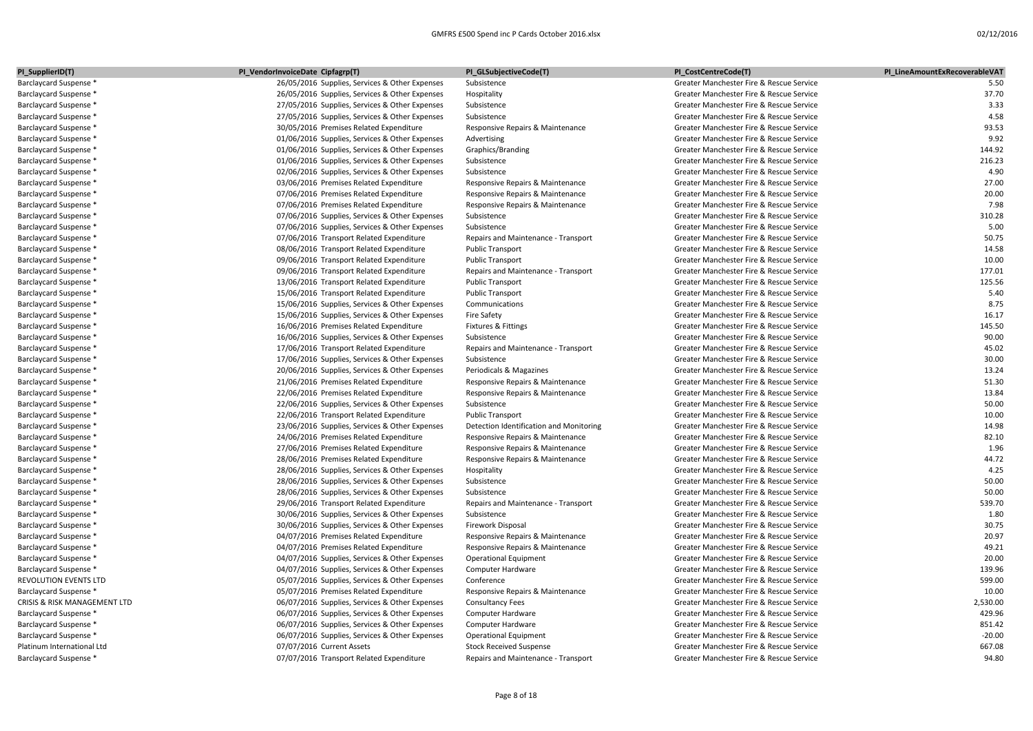| PI_SupplierID(T) | PI_VendorInvoiceDate | Cipfagrp(T) | PI_GLSubjectiveCode(T) | PI_CostCentreCode(T) | PI_LineAmountExRecoverableVAT |
|---|---|---|---|---|---|
| Barclaycard Suspense * | 26/05/2016 | Supplies, Services & Other Expenses | Subsistence | Greater Manchester Fire & Rescue Service | 5.50 |
| Barclaycard Suspense * | 26/05/2016 | Supplies, Services & Other Expenses | Hospitality | Greater Manchester Fire & Rescue Service | 37.70 |
| Barclaycard Suspense * | 27/05/2016 | Supplies, Services & Other Expenses | Subsistence | Greater Manchester Fire & Rescue Service | 3.33 |
| Barclaycard Suspense * | 27/05/2016 | Supplies, Services & Other Expenses | Subsistence | Greater Manchester Fire & Rescue Service | 4.58 |
| Barclaycard Suspense * | 30/05/2016 | Premises Related Expenditure | Responsive Repairs & Maintenance | Greater Manchester Fire & Rescue Service | 93.53 |
| Barclaycard Suspense * | 01/06/2016 | Supplies, Services & Other Expenses | Advertising | Greater Manchester Fire & Rescue Service | 9.92 |
| Barclaycard Suspense * | 01/06/2016 | Supplies, Services & Other Expenses | Graphics/Branding | Greater Manchester Fire & Rescue Service | 144.92 |
| Barclaycard Suspense * | 01/06/2016 | Supplies, Services & Other Expenses | Subsistence | Greater Manchester Fire & Rescue Service | 216.23 |
| Barclaycard Suspense * | 02/06/2016 | Supplies, Services & Other Expenses | Subsistence | Greater Manchester Fire & Rescue Service | 4.90 |
| Barclaycard Suspense * | 03/06/2016 | Premises Related Expenditure | Responsive Repairs & Maintenance | Greater Manchester Fire & Rescue Service | 27.00 |
| Barclaycard Suspense * | 07/06/2016 | Premises Related Expenditure | Responsive Repairs & Maintenance | Greater Manchester Fire & Rescue Service | 20.00 |
| Barclaycard Suspense * | 07/06/2016 | Premises Related Expenditure | Responsive Repairs & Maintenance | Greater Manchester Fire & Rescue Service | 7.98 |
| Barclaycard Suspense * | 07/06/2016 | Supplies, Services & Other Expenses | Subsistence | Greater Manchester Fire & Rescue Service | 310.28 |
| Barclaycard Suspense * | 07/06/2016 | Supplies, Services & Other Expenses | Subsistence | Greater Manchester Fire & Rescue Service | 5.00 |
| Barclaycard Suspense * | 07/06/2016 | Transport Related Expenditure | Repairs and Maintenance - Transport | Greater Manchester Fire & Rescue Service | 50.75 |
| Barclaycard Suspense * | 08/06/2016 | Transport Related Expenditure | Public Transport | Greater Manchester Fire & Rescue Service | 14.58 |
| Barclaycard Suspense * | 09/06/2016 | Transport Related Expenditure | Public Transport | Greater Manchester Fire & Rescue Service | 10.00 |
| Barclaycard Suspense * | 09/06/2016 | Transport Related Expenditure | Repairs and Maintenance - Transport | Greater Manchester Fire & Rescue Service | 177.01 |
| Barclaycard Suspense * | 13/06/2016 | Transport Related Expenditure | Public Transport | Greater Manchester Fire & Rescue Service | 125.56 |
| Barclaycard Suspense * | 15/06/2016 | Transport Related Expenditure | Public Transport | Greater Manchester Fire & Rescue Service | 5.40 |
| Barclaycard Suspense * | 15/06/2016 | Supplies, Services & Other Expenses | Communications | Greater Manchester Fire & Rescue Service | 8.75 |
| Barclaycard Suspense * | 15/06/2016 | Supplies, Services & Other Expenses | Fire Safety | Greater Manchester Fire & Rescue Service | 16.17 |
| Barclaycard Suspense * | 16/06/2016 | Premises Related Expenditure | Fixtures & Fittings | Greater Manchester Fire & Rescue Service | 145.50 |
| Barclaycard Suspense * | 16/06/2016 | Supplies, Services & Other Expenses | Subsistence | Greater Manchester Fire & Rescue Service | 90.00 |
| Barclaycard Suspense * | 17/06/2016 | Transport Related Expenditure | Repairs and Maintenance - Transport | Greater Manchester Fire & Rescue Service | 45.02 |
| Barclaycard Suspense * | 17/06/2016 | Supplies, Services & Other Expenses | Subsistence | Greater Manchester Fire & Rescue Service | 30.00 |
| Barclaycard Suspense * | 20/06/2016 | Supplies, Services & Other Expenses | Periodicals & Magazines | Greater Manchester Fire & Rescue Service | 13.24 |
| Barclaycard Suspense * | 21/06/2016 | Premises Related Expenditure | Responsive Repairs & Maintenance | Greater Manchester Fire & Rescue Service | 51.30 |
| Barclaycard Suspense * | 22/06/2016 | Premises Related Expenditure | Responsive Repairs & Maintenance | Greater Manchester Fire & Rescue Service | 13.84 |
| Barclaycard Suspense * | 22/06/2016 | Supplies, Services & Other Expenses | Subsistence | Greater Manchester Fire & Rescue Service | 50.00 |
| Barclaycard Suspense * | 22/06/2016 | Transport Related Expenditure | Public Transport | Greater Manchester Fire & Rescue Service | 10.00 |
| Barclaycard Suspense * | 23/06/2016 | Supplies, Services & Other Expenses | Detection Identification and Monitoring | Greater Manchester Fire & Rescue Service | 14.98 |
| Barclaycard Suspense * | 24/06/2016 | Premises Related Expenditure | Responsive Repairs & Maintenance | Greater Manchester Fire & Rescue Service | 82.10 |
| Barclaycard Suspense * | 27/06/2016 | Premises Related Expenditure | Responsive Repairs & Maintenance | Greater Manchester Fire & Rescue Service | 1.96 |
| Barclaycard Suspense * | 28/06/2016 | Premises Related Expenditure | Responsive Repairs & Maintenance | Greater Manchester Fire & Rescue Service | 44.72 |
| Barclaycard Suspense * | 28/06/2016 | Supplies, Services & Other Expenses | Hospitality | Greater Manchester Fire & Rescue Service | 4.25 |
| Barclaycard Suspense * | 28/06/2016 | Supplies, Services & Other Expenses | Subsistence | Greater Manchester Fire & Rescue Service | 50.00 |
| Barclaycard Suspense * | 28/06/2016 | Supplies, Services & Other Expenses | Subsistence | Greater Manchester Fire & Rescue Service | 50.00 |
| Barclaycard Suspense * | 29/06/2016 | Transport Related Expenditure | Repairs and Maintenance - Transport | Greater Manchester Fire & Rescue Service | 539.70 |
| Barclaycard Suspense * | 30/06/2016 | Supplies, Services & Other Expenses | Subsistence | Greater Manchester Fire & Rescue Service | 1.80 |
| Barclaycard Suspense * | 30/06/2016 | Supplies, Services & Other Expenses | Firework Disposal | Greater Manchester Fire & Rescue Service | 30.75 |
| Barclaycard Suspense * | 04/07/2016 | Premises Related Expenditure | Responsive Repairs & Maintenance | Greater Manchester Fire & Rescue Service | 20.97 |
| Barclaycard Suspense * | 04/07/2016 | Premises Related Expenditure | Responsive Repairs & Maintenance | Greater Manchester Fire & Rescue Service | 49.21 |
| Barclaycard Suspense * | 04/07/2016 | Supplies, Services & Other Expenses | Operational Equipment | Greater Manchester Fire & Rescue Service | 20.00 |
| Barclaycard Suspense * | 04/07/2016 | Supplies, Services & Other Expenses | Computer Hardware | Greater Manchester Fire & Rescue Service | 139.96 |
| REVOLUTION EVENTS LTD | 05/07/2016 | Supplies, Services & Other Expenses | Conference | Greater Manchester Fire & Rescue Service | 599.00 |
| Barclaycard Suspense * | 05/07/2016 | Premises Related Expenditure | Responsive Repairs & Maintenance | Greater Manchester Fire & Rescue Service | 10.00 |
| CRISIS & RISK MANAGEMENT LTD | 06/07/2016 | Supplies, Services & Other Expenses | Consultancy Fees | Greater Manchester Fire & Rescue Service | 2,530.00 |
| Barclaycard Suspense * | 06/07/2016 | Supplies, Services & Other Expenses | Computer Hardware | Greater Manchester Fire & Rescue Service | 429.96 |
| Barclaycard Suspense * | 06/07/2016 | Supplies, Services & Other Expenses | Computer Hardware | Greater Manchester Fire & Rescue Service | 851.42 |
| Barclaycard Suspense * | 06/07/2016 | Supplies, Services & Other Expenses | Operational Equipment | Greater Manchester Fire & Rescue Service | -20.00 |
| Platinum International Ltd | 07/07/2016 | Current Assets | Stock Received Suspense | Greater Manchester Fire & Rescue Service | 667.08 |
| Barclaycard Suspense * | 07/07/2016 | Transport Related Expenditure | Repairs and Maintenance - Transport | Greater Manchester Fire & Rescue Service | 94.80 |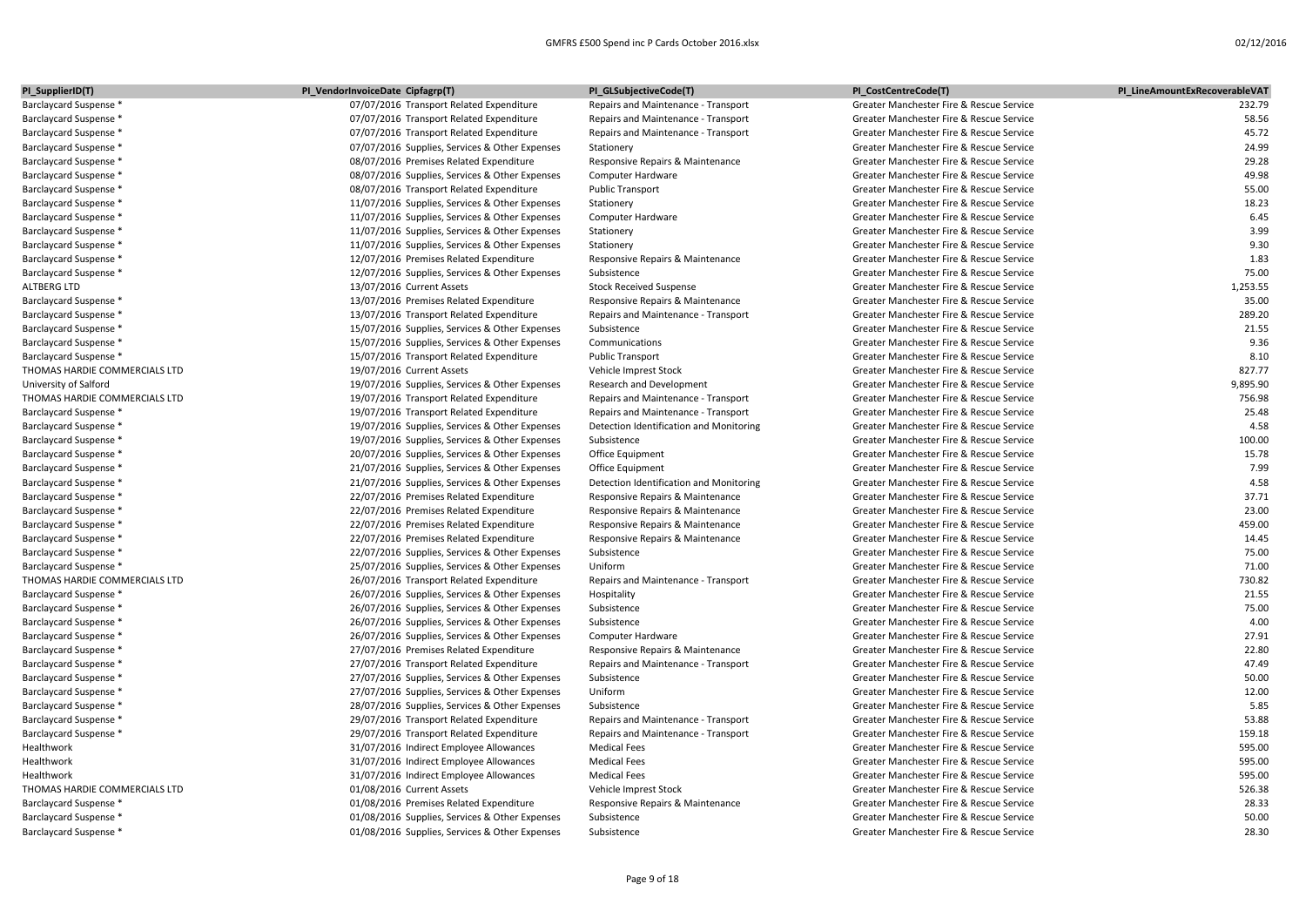| PI_SupplierID(T) | PI_VendorInvoiceDate | Cipfagrp(T) | PI_GLSubjectiveCode(T) | PI_CostCentreCode(T) | PI_LineAmountExRecoverableVAT |
|---|---|---|---|---|---|
| Barclaycard Suspense * | 07/07/2016 | Transport Related Expenditure | Repairs and Maintenance - Transport | Greater Manchester Fire & Rescue Service | 232.79 |
| Barclaycard Suspense * | 07/07/2016 | Transport Related Expenditure | Repairs and Maintenance - Transport | Greater Manchester Fire & Rescue Service | 58.56 |
| Barclaycard Suspense * | 07/07/2016 | Transport Related Expenditure | Repairs and Maintenance - Transport | Greater Manchester Fire & Rescue Service | 45.72 |
| Barclaycard Suspense * | 07/07/2016 | Supplies, Services & Other Expenses | Stationery | Greater Manchester Fire & Rescue Service | 24.99 |
| Barclaycard Suspense * | 08/07/2016 | Premises Related Expenditure | Responsive Repairs & Maintenance | Greater Manchester Fire & Rescue Service | 29.28 |
| Barclaycard Suspense * | 08/07/2016 | Supplies, Services & Other Expenses | Computer Hardware | Greater Manchester Fire & Rescue Service | 49.98 |
| Barclaycard Suspense * | 08/07/2016 | Transport Related Expenditure | Public Transport | Greater Manchester Fire & Rescue Service | 55.00 |
| Barclaycard Suspense * | 11/07/2016 | Supplies, Services & Other Expenses | Stationery | Greater Manchester Fire & Rescue Service | 18.23 |
| Barclaycard Suspense * | 11/07/2016 | Supplies, Services & Other Expenses | Computer Hardware | Greater Manchester Fire & Rescue Service | 6.45 |
| Barclaycard Suspense * | 11/07/2016 | Supplies, Services & Other Expenses | Stationery | Greater Manchester Fire & Rescue Service | 3.99 |
| Barclaycard Suspense * | 11/07/2016 | Supplies, Services & Other Expenses | Stationery | Greater Manchester Fire & Rescue Service | 9.30 |
| Barclaycard Suspense * | 12/07/2016 | Premises Related Expenditure | Responsive Repairs & Maintenance | Greater Manchester Fire & Rescue Service | 1.83 |
| Barclaycard Suspense * | 12/07/2016 | Supplies, Services & Other Expenses | Subsistence | Greater Manchester Fire & Rescue Service | 75.00 |
| ALTBERG LTD | 13/07/2016 | Current Assets | Stock Received Suspense | Greater Manchester Fire & Rescue Service | 1,253.55 |
| Barclaycard Suspense * | 13/07/2016 | Premises Related Expenditure | Responsive Repairs & Maintenance | Greater Manchester Fire & Rescue Service | 35.00 |
| Barclaycard Suspense * | 13/07/2016 | Transport Related Expenditure | Repairs and Maintenance - Transport | Greater Manchester Fire & Rescue Service | 289.20 |
| Barclaycard Suspense * | 15/07/2016 | Supplies, Services & Other Expenses | Subsistence | Greater Manchester Fire & Rescue Service | 21.55 |
| Barclaycard Suspense * | 15/07/2016 | Supplies, Services & Other Expenses | Communications | Greater Manchester Fire & Rescue Service | 9.36 |
| Barclaycard Suspense * | 15/07/2016 | Transport Related Expenditure | Public Transport | Greater Manchester Fire & Rescue Service | 8.10 |
| THOMAS HARDIE COMMERCIALS LTD | 19/07/2016 | Current Assets | Vehicle Imprest Stock | Greater Manchester Fire & Rescue Service | 827.77 |
| University of Salford | 19/07/2016 | Supplies, Services & Other Expenses | Research and Development | Greater Manchester Fire & Rescue Service | 9,895.90 |
| THOMAS HARDIE COMMERCIALS LTD | 19/07/2016 | Transport Related Expenditure | Repairs and Maintenance - Transport | Greater Manchester Fire & Rescue Service | 756.98 |
| Barclaycard Suspense * | 19/07/2016 | Transport Related Expenditure | Repairs and Maintenance - Transport | Greater Manchester Fire & Rescue Service | 25.48 |
| Barclaycard Suspense * | 19/07/2016 | Supplies, Services & Other Expenses | Detection Identification and Monitoring | Greater Manchester Fire & Rescue Service | 4.58 |
| Barclaycard Suspense * | 19/07/2016 | Supplies, Services & Other Expenses | Subsistence | Greater Manchester Fire & Rescue Service | 100.00 |
| Barclaycard Suspense * | 20/07/2016 | Supplies, Services & Other Expenses | Office Equipment | Greater Manchester Fire & Rescue Service | 15.78 |
| Barclaycard Suspense * | 21/07/2016 | Supplies, Services & Other Expenses | Office Equipment | Greater Manchester Fire & Rescue Service | 7.99 |
| Barclaycard Suspense * | 21/07/2016 | Supplies, Services & Other Expenses | Detection Identification and Monitoring | Greater Manchester Fire & Rescue Service | 4.58 |
| Barclaycard Suspense * | 22/07/2016 | Premises Related Expenditure | Responsive Repairs & Maintenance | Greater Manchester Fire & Rescue Service | 37.71 |
| Barclaycard Suspense * | 22/07/2016 | Premises Related Expenditure | Responsive Repairs & Maintenance | Greater Manchester Fire & Rescue Service | 23.00 |
| Barclaycard Suspense * | 22/07/2016 | Premises Related Expenditure | Responsive Repairs & Maintenance | Greater Manchester Fire & Rescue Service | 459.00 |
| Barclaycard Suspense * | 22/07/2016 | Premises Related Expenditure | Responsive Repairs & Maintenance | Greater Manchester Fire & Rescue Service | 14.45 |
| Barclaycard Suspense * | 22/07/2016 | Supplies, Services & Other Expenses | Subsistence | Greater Manchester Fire & Rescue Service | 75.00 |
| Barclaycard Suspense * | 25/07/2016 | Supplies, Services & Other Expenses | Uniform | Greater Manchester Fire & Rescue Service | 71.00 |
| THOMAS HARDIE COMMERCIALS LTD | 26/07/2016 | Transport Related Expenditure | Repairs and Maintenance - Transport | Greater Manchester Fire & Rescue Service | 730.82 |
| Barclaycard Suspense * | 26/07/2016 | Supplies, Services & Other Expenses | Hospitality | Greater Manchester Fire & Rescue Service | 21.55 |
| Barclaycard Suspense * | 26/07/2016 | Supplies, Services & Other Expenses | Subsistence | Greater Manchester Fire & Rescue Service | 75.00 |
| Barclaycard Suspense * | 26/07/2016 | Supplies, Services & Other Expenses | Subsistence | Greater Manchester Fire & Rescue Service | 4.00 |
| Barclaycard Suspense * | 26/07/2016 | Supplies, Services & Other Expenses | Computer Hardware | Greater Manchester Fire & Rescue Service | 27.91 |
| Barclaycard Suspense * | 27/07/2016 | Premises Related Expenditure | Responsive Repairs & Maintenance | Greater Manchester Fire & Rescue Service | 22.80 |
| Barclaycard Suspense * | 27/07/2016 | Transport Related Expenditure | Repairs and Maintenance - Transport | Greater Manchester Fire & Rescue Service | 47.49 |
| Barclaycard Suspense * | 27/07/2016 | Supplies, Services & Other Expenses | Subsistence | Greater Manchester Fire & Rescue Service | 50.00 |
| Barclaycard Suspense * | 27/07/2016 | Supplies, Services & Other Expenses | Uniform | Greater Manchester Fire & Rescue Service | 12.00 |
| Barclaycard Suspense * | 28/07/2016 | Supplies, Services & Other Expenses | Subsistence | Greater Manchester Fire & Rescue Service | 5.85 |
| Barclaycard Suspense * | 29/07/2016 | Transport Related Expenditure | Repairs and Maintenance - Transport | Greater Manchester Fire & Rescue Service | 53.88 |
| Barclaycard Suspense * | 29/07/2016 | Transport Related Expenditure | Repairs and Maintenance - Transport | Greater Manchester Fire & Rescue Service | 159.18 |
| Healthwork | 31/07/2016 | Indirect Employee Allowances | Medical Fees | Greater Manchester Fire & Rescue Service | 595.00 |
| Healthwork | 31/07/2016 | Indirect Employee Allowances | Medical Fees | Greater Manchester Fire & Rescue Service | 595.00 |
| Healthwork | 31/07/2016 | Indirect Employee Allowances | Medical Fees | Greater Manchester Fire & Rescue Service | 595.00 |
| THOMAS HARDIE COMMERCIALS LTD | 01/08/2016 | Current Assets | Vehicle Imprest Stock | Greater Manchester Fire & Rescue Service | 526.38 |
| Barclaycard Suspense * | 01/08/2016 | Premises Related Expenditure | Responsive Repairs & Maintenance | Greater Manchester Fire & Rescue Service | 28.33 |
| Barclaycard Suspense * | 01/08/2016 | Supplies, Services & Other Expenses | Subsistence | Greater Manchester Fire & Rescue Service | 50.00 |
| Barclaycard Suspense * | 01/08/2016 | Supplies, Services & Other Expenses | Subsistence | Greater Manchester Fire & Rescue Service | 28.30 |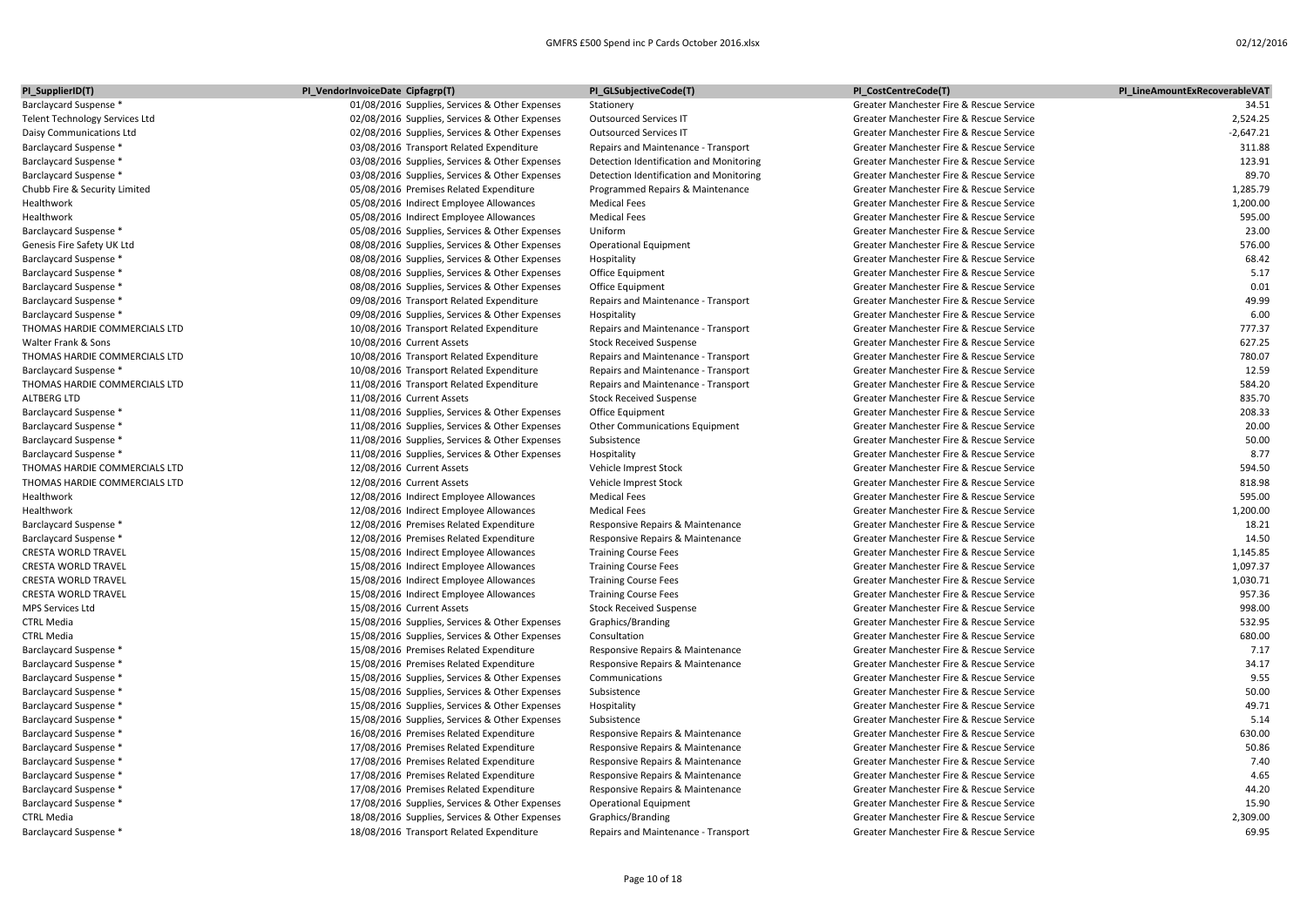| PI_SupplierID(T) | PI_VendorInvoiceDate | Cipfagrp(T) | PI_GLSubjectiveCode(T) | PI_CostCentreCode(T) | PI_LineAmountExRecoverableVAT |
|---|---|---|---|---|---|
| Barclaycard Suspense * | 01/08/2016 | Supplies, Services & Other Expenses | Stationery | Greater Manchester Fire & Rescue Service | 34.51 |
| Telent Technology Services Ltd | 02/08/2016 | Supplies, Services & Other Expenses | Outsourced Services IT | Greater Manchester Fire & Rescue Service | 2,524.25 |
| Daisy Communications Ltd | 02/08/2016 | Supplies, Services & Other Expenses | Outsourced Services IT | Greater Manchester Fire & Rescue Service | -2,647.21 |
| Barclaycard Suspense * | 03/08/2016 | Transport Related Expenditure | Repairs and Maintenance - Transport | Greater Manchester Fire & Rescue Service | 311.88 |
| Barclaycard Suspense * | 03/08/2016 | Supplies, Services & Other Expenses | Detection Identification and Monitoring | Greater Manchester Fire & Rescue Service | 123.91 |
| Barclaycard Suspense * | 03/08/2016 | Supplies, Services & Other Expenses | Detection Identification and Monitoring | Greater Manchester Fire & Rescue Service | 89.70 |
| Chubb Fire & Security Limited | 05/08/2016 | Premises Related Expenditure | Programmed Repairs & Maintenance | Greater Manchester Fire & Rescue Service | 1,285.79 |
| Healthwork | 05/08/2016 | Indirect Employee Allowances | Medical Fees | Greater Manchester Fire & Rescue Service | 1,200.00 |
| Healthwork | 05/08/2016 | Indirect Employee Allowances | Medical Fees | Greater Manchester Fire & Rescue Service | 595.00 |
| Barclaycard Suspense * | 05/08/2016 | Supplies, Services & Other Expenses | Uniform | Greater Manchester Fire & Rescue Service | 23.00 |
| Genesis Fire Safety UK Ltd | 08/08/2016 | Supplies, Services & Other Expenses | Operational Equipment | Greater Manchester Fire & Rescue Service | 576.00 |
| Barclaycard Suspense * | 08/08/2016 | Supplies, Services & Other Expenses | Hospitality | Greater Manchester Fire & Rescue Service | 68.42 |
| Barclaycard Suspense * | 08/08/2016 | Supplies, Services & Other Expenses | Office Equipment | Greater Manchester Fire & Rescue Service | 5.17 |
| Barclaycard Suspense * | 08/08/2016 | Supplies, Services & Other Expenses | Office Equipment | Greater Manchester Fire & Rescue Service | 0.01 |
| Barclaycard Suspense * | 09/08/2016 | Transport Related Expenditure | Repairs and Maintenance - Transport | Greater Manchester Fire & Rescue Service | 49.99 |
| Barclaycard Suspense * | 09/08/2016 | Supplies, Services & Other Expenses | Hospitality | Greater Manchester Fire & Rescue Service | 6.00 |
| THOMAS HARDIE COMMERCIALS LTD | 10/08/2016 | Transport Related Expenditure | Repairs and Maintenance - Transport | Greater Manchester Fire & Rescue Service | 777.37 |
| Walter Frank & Sons | 10/08/2016 | Current Assets | Stock Received Suspense | Greater Manchester Fire & Rescue Service | 627.25 |
| THOMAS HARDIE COMMERCIALS LTD | 10/08/2016 | Transport Related Expenditure | Repairs and Maintenance - Transport | Greater Manchester Fire & Rescue Service | 780.07 |
| Barclaycard Suspense * | 10/08/2016 | Transport Related Expenditure | Repairs and Maintenance - Transport | Greater Manchester Fire & Rescue Service | 12.59 |
| THOMAS HARDIE COMMERCIALS LTD | 11/08/2016 | Transport Related Expenditure | Repairs and Maintenance - Transport | Greater Manchester Fire & Rescue Service | 584.20 |
| ALTBERG LTD | 11/08/2016 | Current Assets | Stock Received Suspense | Greater Manchester Fire & Rescue Service | 835.70 |
| Barclaycard Suspense * | 11/08/2016 | Supplies, Services & Other Expenses | Office Equipment | Greater Manchester Fire & Rescue Service | 208.33 |
| Barclaycard Suspense * | 11/08/2016 | Supplies, Services & Other Expenses | Other Communications Equipment | Greater Manchester Fire & Rescue Service | 20.00 |
| Barclaycard Suspense * | 11/08/2016 | Supplies, Services & Other Expenses | Subsistence | Greater Manchester Fire & Rescue Service | 50.00 |
| Barclaycard Suspense * | 11/08/2016 | Supplies, Services & Other Expenses | Hospitality | Greater Manchester Fire & Rescue Service | 8.77 |
| THOMAS HARDIE COMMERCIALS LTD | 12/08/2016 | Current Assets | Vehicle Imprest Stock | Greater Manchester Fire & Rescue Service | 594.50 |
| THOMAS HARDIE COMMERCIALS LTD | 12/08/2016 | Current Assets | Vehicle Imprest Stock | Greater Manchester Fire & Rescue Service | 818.98 |
| Healthwork | 12/08/2016 | Indirect Employee Allowances | Medical Fees | Greater Manchester Fire & Rescue Service | 595.00 |
| Healthwork | 12/08/2016 | Indirect Employee Allowances | Medical Fees | Greater Manchester Fire & Rescue Service | 1,200.00 |
| Barclaycard Suspense * | 12/08/2016 | Premises Related Expenditure | Responsive Repairs & Maintenance | Greater Manchester Fire & Rescue Service | 18.21 |
| Barclaycard Suspense * | 12/08/2016 | Premises Related Expenditure | Responsive Repairs & Maintenance | Greater Manchester Fire & Rescue Service | 14.50 |
| CRESTA WORLD TRAVEL | 15/08/2016 | Indirect Employee Allowances | Training Course Fees | Greater Manchester Fire & Rescue Service | 1,145.85 |
| CRESTA WORLD TRAVEL | 15/08/2016 | Indirect Employee Allowances | Training Course Fees | Greater Manchester Fire & Rescue Service | 1,097.37 |
| CRESTA WORLD TRAVEL | 15/08/2016 | Indirect Employee Allowances | Training Course Fees | Greater Manchester Fire & Rescue Service | 1,030.71 |
| CRESTA WORLD TRAVEL | 15/08/2016 | Indirect Employee Allowances | Training Course Fees | Greater Manchester Fire & Rescue Service | 957.36 |
| MPS Services Ltd | 15/08/2016 | Current Assets | Stock Received Suspense | Greater Manchester Fire & Rescue Service | 998.00 |
| CTRL Media | 15/08/2016 | Supplies, Services & Other Expenses | Graphics/Branding | Greater Manchester Fire & Rescue Service | 532.95 |
| CTRL Media | 15/08/2016 | Supplies, Services & Other Expenses | Consultation | Greater Manchester Fire & Rescue Service | 680.00 |
| Barclaycard Suspense * | 15/08/2016 | Premises Related Expenditure | Responsive Repairs & Maintenance | Greater Manchester Fire & Rescue Service | 7.17 |
| Barclaycard Suspense * | 15/08/2016 | Premises Related Expenditure | Responsive Repairs & Maintenance | Greater Manchester Fire & Rescue Service | 34.17 |
| Barclaycard Suspense * | 15/08/2016 | Supplies, Services & Other Expenses | Communications | Greater Manchester Fire & Rescue Service | 9.55 |
| Barclaycard Suspense * | 15/08/2016 | Supplies, Services & Other Expenses | Subsistence | Greater Manchester Fire & Rescue Service | 50.00 |
| Barclaycard Suspense * | 15/08/2016 | Supplies, Services & Other Expenses | Hospitality | Greater Manchester Fire & Rescue Service | 49.71 |
| Barclaycard Suspense * | 15/08/2016 | Supplies, Services & Other Expenses | Subsistence | Greater Manchester Fire & Rescue Service | 5.14 |
| Barclaycard Suspense * | 16/08/2016 | Premises Related Expenditure | Responsive Repairs & Maintenance | Greater Manchester Fire & Rescue Service | 630.00 |
| Barclaycard Suspense * | 17/08/2016 | Premises Related Expenditure | Responsive Repairs & Maintenance | Greater Manchester Fire & Rescue Service | 50.86 |
| Barclaycard Suspense * | 17/08/2016 | Premises Related Expenditure | Responsive Repairs & Maintenance | Greater Manchester Fire & Rescue Service | 7.40 |
| Barclaycard Suspense * | 17/08/2016 | Premises Related Expenditure | Responsive Repairs & Maintenance | Greater Manchester Fire & Rescue Service | 4.65 |
| Barclaycard Suspense * | 17/08/2016 | Premises Related Expenditure | Responsive Repairs & Maintenance | Greater Manchester Fire & Rescue Service | 44.20 |
| Barclaycard Suspense * | 17/08/2016 | Supplies, Services & Other Expenses | Operational Equipment | Greater Manchester Fire & Rescue Service | 15.90 |
| CTRL Media | 18/08/2016 | Supplies, Services & Other Expenses | Graphics/Branding | Greater Manchester Fire & Rescue Service | 2,309.00 |
| Barclaycard Suspense * | 18/08/2016 | Transport Related Expenditure | Repairs and Maintenance - Transport | Greater Manchester Fire & Rescue Service | 69.95 |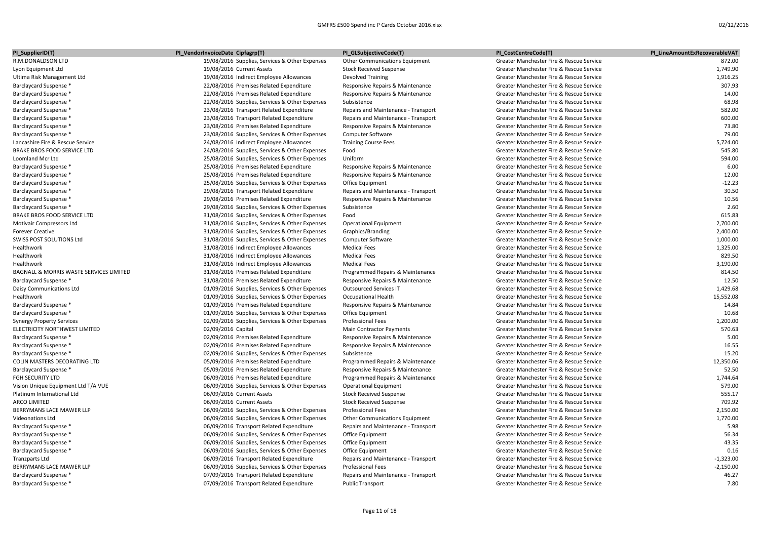| PI_SupplierID(T) | PI_VendorInvoiceDate | Cipfagrp(T) | PI_GLSubjectiveCode(T) | PI_CostCentreCode(T) | PI_LineAmountExRecoverableVAT |
|---|---|---|---|---|---|
| R.M.DONALDSON LTD | 19/08/2016 | Supplies, Services & Other Expenses | Other Communications Equipment | Greater Manchester Fire & Rescue Service | 872.00 |
| Lyon Equipment Ltd | 19/08/2016 | Current Assets | Stock Received Suspense | Greater Manchester Fire & Rescue Service | 1,749.90 |
| Ultima Risk Management Ltd | 19/08/2016 | Indirect Employee Allowances | Devolved Training | Greater Manchester Fire & Rescue Service | 1,916.25 |
| Barclaycard Suspense * | 22/08/2016 | Premises Related Expenditure | Responsive Repairs & Maintenance | Greater Manchester Fire & Rescue Service | 307.93 |
| Barclaycard Suspense * | 22/08/2016 | Premises Related Expenditure | Responsive Repairs & Maintenance | Greater Manchester Fire & Rescue Service | 14.00 |
| Barclaycard Suspense * | 22/08/2016 | Supplies, Services & Other Expenses | Subsistence | Greater Manchester Fire & Rescue Service | 68.98 |
| Barclaycard Suspense * | 23/08/2016 | Transport Related Expenditure | Repairs and Maintenance - Transport | Greater Manchester Fire & Rescue Service | 582.00 |
| Barclaycard Suspense * | 23/08/2016 | Transport Related Expenditure | Repairs and Maintenance - Transport | Greater Manchester Fire & Rescue Service | 600.00 |
| Barclaycard Suspense * | 23/08/2016 | Premises Related Expenditure | Responsive Repairs & Maintenance | Greater Manchester Fire & Rescue Service | 73.80 |
| Barclaycard Suspense * | 23/08/2016 | Supplies, Services & Other Expenses | Computer Software | Greater Manchester Fire & Rescue Service | 79.00 |
| Lancashire Fire & Rescue Service | 24/08/2016 | Indirect Employee Allowances | Training Course Fees | Greater Manchester Fire & Rescue Service | 5,724.00 |
| BRAKE BROS FOOD SERVICE LTD | 24/08/2016 | Supplies, Services & Other Expenses | Food | Greater Manchester Fire & Rescue Service | 545.80 |
| Loomland Mcr Ltd | 25/08/2016 | Supplies, Services & Other Expenses | Uniform | Greater Manchester Fire & Rescue Service | 594.00 |
| Barclaycard Suspense * | 25/08/2016 | Premises Related Expenditure | Responsive Repairs & Maintenance | Greater Manchester Fire & Rescue Service | 6.00 |
| Barclaycard Suspense * | 25/08/2016 | Premises Related Expenditure | Responsive Repairs & Maintenance | Greater Manchester Fire & Rescue Service | 12.00 |
| Barclaycard Suspense * | 25/08/2016 | Supplies, Services & Other Expenses | Office Equipment | Greater Manchester Fire & Rescue Service | -12.23 |
| Barclaycard Suspense * | 29/08/2016 | Transport Related Expenditure | Repairs and Maintenance - Transport | Greater Manchester Fire & Rescue Service | 30.50 |
| Barclaycard Suspense * | 29/08/2016 | Premises Related Expenditure | Responsive Repairs & Maintenance | Greater Manchester Fire & Rescue Service | 10.56 |
| Barclaycard Suspense * | 29/08/2016 | Supplies, Services & Other Expenses | Subsistence | Greater Manchester Fire & Rescue Service | 2.60 |
| BRAKE BROS FOOD SERVICE LTD | 31/08/2016 | Supplies, Services & Other Expenses | Food | Greater Manchester Fire & Rescue Service | 615.83 |
| Motivair Compressors Ltd | 31/08/2016 | Supplies, Services & Other Expenses | Operational Equipment | Greater Manchester Fire & Rescue Service | 2,700.00 |
| Forever Creative | 31/08/2016 | Supplies, Services & Other Expenses | Graphics/Branding | Greater Manchester Fire & Rescue Service | 2,400.00 |
| SWISS POST SOLUTIONS Ltd | 31/08/2016 | Supplies, Services & Other Expenses | Computer Software | Greater Manchester Fire & Rescue Service | 1,000.00 |
| Healthwork | 31/08/2016 | Indirect Employee Allowances | Medical Fees | Greater Manchester Fire & Rescue Service | 1,325.00 |
| Healthwork | 31/08/2016 | Indirect Employee Allowances | Medical Fees | Greater Manchester Fire & Rescue Service | 829.50 |
| Healthwork | 31/08/2016 | Indirect Employee Allowances | Medical Fees | Greater Manchester Fire & Rescue Service | 3,190.00 |
| BAGNALL & MORRIS WASTE SERVICES LIMITED | 31/08/2016 | Premises Related Expenditure | Programmed Repairs & Maintenance | Greater Manchester Fire & Rescue Service | 814.50 |
| Barclaycard Suspense * | 31/08/2016 | Premises Related Expenditure | Responsive Repairs & Maintenance | Greater Manchester Fire & Rescue Service | 12.50 |
| Daisy Communications Ltd | 01/09/2016 | Supplies, Services & Other Expenses | Outsourced Services IT | Greater Manchester Fire & Rescue Service | 1,429.68 |
| Healthwork | 01/09/2016 | Supplies, Services & Other Expenses | Occupational Health | Greater Manchester Fire & Rescue Service | 15,552.08 |
| Barclaycard Suspense * | 01/09/2016 | Premises Related Expenditure | Responsive Repairs & Maintenance | Greater Manchester Fire & Rescue Service | 14.84 |
| Barclaycard Suspense * | 01/09/2016 | Supplies, Services & Other Expenses | Office Equipment | Greater Manchester Fire & Rescue Service | 10.68 |
| Synergy Property Services | 02/09/2016 | Supplies, Services & Other Expenses | Professional Fees | Greater Manchester Fire & Rescue Service | 1,200.00 |
| ELECTRICITY NORTHWEST LIMITED | 02/09/2016 | Capital | Main Contractor Payments | Greater Manchester Fire & Rescue Service | 570.63 |
| Barclaycard Suspense * | 02/09/2016 | Premises Related Expenditure | Responsive Repairs & Maintenance | Greater Manchester Fire & Rescue Service | 5.00 |
| Barclaycard Suspense * | 02/09/2016 | Premises Related Expenditure | Responsive Repairs & Maintenance | Greater Manchester Fire & Rescue Service | 16.55 |
| Barclaycard Suspense * | 02/09/2016 | Supplies, Services & Other Expenses | Subsistence | Greater Manchester Fire & Rescue Service | 15.20 |
| COLIN MASTERS DECORATING LTD | 05/09/2016 | Premises Related Expenditure | Programmed Repairs & Maintenance | Greater Manchester Fire & Rescue Service | 12,350.06 |
| Barclaycard Suspense * | 05/09/2016 | Premises Related Expenditure | Responsive Repairs & Maintenance | Greater Manchester Fire & Rescue Service | 52.50 |
| FGH SECURITY LTD | 06/09/2016 | Premises Related Expenditure | Programmed Repairs & Maintenance | Greater Manchester Fire & Rescue Service | 1,744.64 |
| Vision Unique Equipment Ltd T/A VUE | 06/09/2016 | Supplies, Services & Other Expenses | Operational Equipment | Greater Manchester Fire & Rescue Service | 579.00 |
| Platinum International Ltd | 06/09/2016 | Current Assets | Stock Received Suspense | Greater Manchester Fire & Rescue Service | 555.17 |
| ARCO LIMITED | 06/09/2016 | Current Assets | Stock Received Suspense | Greater Manchester Fire & Rescue Service | 709.92 |
| BERRYMANS LACE MAWER LLP | 06/09/2016 | Supplies, Services & Other Expenses | Professional Fees | Greater Manchester Fire & Rescue Service | 2,150.00 |
| Videonations Ltd | 06/09/2016 | Supplies, Services & Other Expenses | Other Communications Equipment | Greater Manchester Fire & Rescue Service | 1,770.00 |
| Barclaycard Suspense * | 06/09/2016 | Transport Related Expenditure | Repairs and Maintenance - Transport | Greater Manchester Fire & Rescue Service | 5.98 |
| Barclaycard Suspense * | 06/09/2016 | Supplies, Services & Other Expenses | Office Equipment | Greater Manchester Fire & Rescue Service | 56.34 |
| Barclaycard Suspense * | 06/09/2016 | Supplies, Services & Other Expenses | Office Equipment | Greater Manchester Fire & Rescue Service | 43.35 |
| Barclaycard Suspense * | 06/09/2016 | Supplies, Services & Other Expenses | Office Equipment | Greater Manchester Fire & Rescue Service | 0.16 |
| Tranzparts Ltd | 06/09/2016 | Transport Related Expenditure | Repairs and Maintenance - Transport | Greater Manchester Fire & Rescue Service | -1,323.00 |
| BERRYMANS LACE MAWER LLP | 06/09/2016 | Supplies, Services & Other Expenses | Professional Fees | Greater Manchester Fire & Rescue Service | -2,150.00 |
| Barclaycard Suspense * | 07/09/2016 | Transport Related Expenditure | Repairs and Maintenance - Transport | Greater Manchester Fire & Rescue Service | 46.27 |
| Barclaycard Suspense * | 07/09/2016 | Transport Related Expenditure | Public Transport | Greater Manchester Fire & Rescue Service | 7.80 |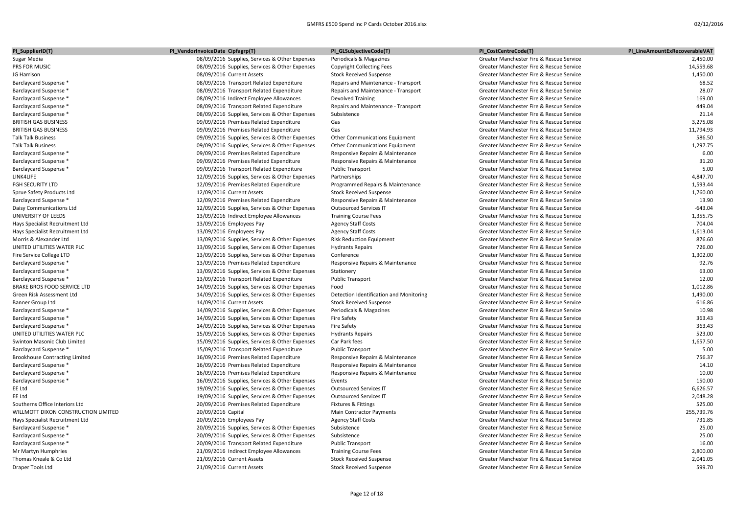| PI_SupplierID(T) | PI_VendorInvoiceDate | Cipfagrp(T) | PI_GLSubjectiveCode(T) | PI_CostCentreCode(T) | PI_LineAmountExRecoverableVAT |
|---|---|---|---|---|---|
| Sugar Media | 08/09/2016 | Supplies, Services & Other Expenses | Periodicals & Magazines | Greater Manchester Fire & Rescue Service | 2,450.00 |
| PRS FOR MUSIC | 08/09/2016 | Supplies, Services & Other Expenses | Copyright Collecting Fees | Greater Manchester Fire & Rescue Service | 14,559.68 |
| JG Harrison | 08/09/2016 | Current Assets | Stock Received Suspense | Greater Manchester Fire & Rescue Service | 1,450.00 |
| Barclaycard Suspense * | 08/09/2016 | Transport Related Expenditure | Repairs and Maintenance - Transport | Greater Manchester Fire & Rescue Service | 68.52 |
| Barclaycard Suspense * | 08/09/2016 | Transport Related Expenditure | Repairs and Maintenance - Transport | Greater Manchester Fire & Rescue Service | 28.07 |
| Barclaycard Suspense * | 08/09/2016 | Indirect Employee Allowances | Devolved Training | Greater Manchester Fire & Rescue Service | 169.00 |
| Barclaycard Suspense * | 08/09/2016 | Transport Related Expenditure | Repairs and Maintenance - Transport | Greater Manchester Fire & Rescue Service | 449.04 |
| Barclaycard Suspense * | 08/09/2016 | Supplies, Services & Other Expenses | Subsistence | Greater Manchester Fire & Rescue Service | 21.14 |
| BRITISH GAS BUSINESS | 09/09/2016 | Premises Related Expenditure | Gas | Greater Manchester Fire & Rescue Service | 3,275.08 |
| BRITISH GAS BUSINESS | 09/09/2016 | Premises Related Expenditure | Gas | Greater Manchester Fire & Rescue Service | 11,794.93 |
| Talk Talk Business | 09/09/2016 | Supplies, Services & Other Expenses | Other Communications Equipment | Greater Manchester Fire & Rescue Service | 586.50 |
| Talk Talk Business | 09/09/2016 | Supplies, Services & Other Expenses | Other Communications Equipment | Greater Manchester Fire & Rescue Service | 1,297.75 |
| Barclaycard Suspense * | 09/09/2016 | Premises Related Expenditure | Responsive Repairs & Maintenance | Greater Manchester Fire & Rescue Service | 6.00 |
| Barclaycard Suspense * | 09/09/2016 | Premises Related Expenditure | Responsive Repairs & Maintenance | Greater Manchester Fire & Rescue Service | 31.20 |
| Barclaycard Suspense * | 09/09/2016 | Transport Related Expenditure | Public Transport | Greater Manchester Fire & Rescue Service | 5.00 |
| LINK4LIFE | 12/09/2016 | Supplies, Services & Other Expenses | Partnerships | Greater Manchester Fire & Rescue Service | 4,847.70 |
| FGH SECURITY LTD | 12/09/2016 | Premises Related Expenditure | Programmed Repairs & Maintenance | Greater Manchester Fire & Rescue Service | 1,593.44 |
| Sprue Safety Products Ltd | 12/09/2016 | Current Assets | Stock Received Suspense | Greater Manchester Fire & Rescue Service | 1,760.00 |
| Barclaycard Suspense * | 12/09/2016 | Premises Related Expenditure | Responsive Repairs & Maintenance | Greater Manchester Fire & Rescue Service | 13.90 |
| Daisy Communications Ltd | 12/09/2016 | Supplies, Services & Other Expenses | Outsourced Services IT | Greater Manchester Fire & Rescue Service | -643.04 |
| UNIVERSITY OF LEEDS | 13/09/2016 | Indirect Employee Allowances | Training Course Fees | Greater Manchester Fire & Rescue Service | 1,355.75 |
| Hays Specialist Recruitment Ltd | 13/09/2016 | Employees Pay | Agency Staff Costs | Greater Manchester Fire & Rescue Service | 704.04 |
| Hays Specialist Recruitment Ltd | 13/09/2016 | Employees Pay | Agency Staff Costs | Greater Manchester Fire & Rescue Service | 1,613.04 |
| Morris & Alexander Ltd | 13/09/2016 | Supplies, Services & Other Expenses | Risk Reduction Equipment | Greater Manchester Fire & Rescue Service | 876.60 |
| UNITED UTILITIES WATER PLC | 13/09/2016 | Supplies, Services & Other Expenses | Hydrants Repairs | Greater Manchester Fire & Rescue Service | 726.00 |
| Fire Service College LTD | 13/09/2016 | Supplies, Services & Other Expenses | Conference | Greater Manchester Fire & Rescue Service | 1,302.00 |
| Barclaycard Suspense * | 13/09/2016 | Premises Related Expenditure | Responsive Repairs & Maintenance | Greater Manchester Fire & Rescue Service | 92.76 |
| Barclaycard Suspense * | 13/09/2016 | Supplies, Services & Other Expenses | Stationery | Greater Manchester Fire & Rescue Service | 63.00 |
| Barclaycard Suspense * | 13/09/2016 | Transport Related Expenditure | Public Transport | Greater Manchester Fire & Rescue Service | 12.00 |
| BRAKE BROS FOOD SERVICE LTD | 14/09/2016 | Supplies, Services & Other Expenses | Food | Greater Manchester Fire & Rescue Service | 1,012.86 |
| Green Risk Assessment Ltd | 14/09/2016 | Supplies, Services & Other Expenses | Detection Identification and Monitoring | Greater Manchester Fire & Rescue Service | 1,490.00 |
| Banner Group Ltd | 14/09/2016 | Current Assets | Stock Received Suspense | Greater Manchester Fire & Rescue Service | 616.86 |
| Barclaycard Suspense * | 14/09/2016 | Supplies, Services & Other Expenses | Periodicals & Magazines | Greater Manchester Fire & Rescue Service | 10.98 |
| Barclaycard Suspense * | 14/09/2016 | Supplies, Services & Other Expenses | Fire Safety | Greater Manchester Fire & Rescue Service | 363.43 |
| Barclaycard Suspense * | 14/09/2016 | Supplies, Services & Other Expenses | Fire Safety | Greater Manchester Fire & Rescue Service | 363.43 |
| UNITED UTILITIES WATER PLC | 15/09/2016 | Supplies, Services & Other Expenses | Hydrants Repairs | Greater Manchester Fire & Rescue Service | 523.00 |
| Swinton Masonic Club Limited | 15/09/2016 | Supplies, Services & Other Expenses | Car Park fees | Greater Manchester Fire & Rescue Service | 1,657.50 |
| Barclaycard Suspense * | 15/09/2016 | Transport Related Expenditure | Public Transport | Greater Manchester Fire & Rescue Service | 5.00 |
| Brookhouse Contracting Limited | 16/09/2016 | Premises Related Expenditure | Responsive Repairs & Maintenance | Greater Manchester Fire & Rescue Service | 756.37 |
| Barclaycard Suspense * | 16/09/2016 | Premises Related Expenditure | Responsive Repairs & Maintenance | Greater Manchester Fire & Rescue Service | 14.10 |
| Barclaycard Suspense * | 16/09/2016 | Premises Related Expenditure | Responsive Repairs & Maintenance | Greater Manchester Fire & Rescue Service | 10.00 |
| Barclaycard Suspense * | 16/09/2016 | Supplies, Services & Other Expenses | Events | Greater Manchester Fire & Rescue Service | 150.00 |
| EE Ltd | 19/09/2016 | Supplies, Services & Other Expenses | Outsourced Services IT | Greater Manchester Fire & Rescue Service | 6,626.57 |
| EE Ltd | 19/09/2016 | Supplies, Services & Other Expenses | Outsourced Services IT | Greater Manchester Fire & Rescue Service | 2,048.28 |
| Southerns Office Interiors Ltd | 20/09/2016 | Premises Related Expenditure | Fixtures & Fittings | Greater Manchester Fire & Rescue Service | 525.00 |
| WILLMOTT DIXON CONSTRUCTION LIMITED | 20/09/2016 | Capital | Main Contractor Payments | Greater Manchester Fire & Rescue Service | 255,739.76 |
| Hays Specialist Recruitment Ltd | 20/09/2016 | Employees Pay | Agency Staff Costs | Greater Manchester Fire & Rescue Service | 731.85 |
| Barclaycard Suspense * | 20/09/2016 | Supplies, Services & Other Expenses | Subsistence | Greater Manchester Fire & Rescue Service | 25.00 |
| Barclaycard Suspense * | 20/09/2016 | Supplies, Services & Other Expenses | Subsistence | Greater Manchester Fire & Rescue Service | 25.00 |
| Barclaycard Suspense * | 20/09/2016 | Transport Related Expenditure | Public Transport | Greater Manchester Fire & Rescue Service | 16.00 |
| Mr Martyn Humphries | 21/09/2016 | Indirect Employee Allowances | Training Course Fees | Greater Manchester Fire & Rescue Service | 2,800.00 |
| Thomas Kneale & Co Ltd | 21/09/2016 | Current Assets | Stock Received Suspense | Greater Manchester Fire & Rescue Service | 2,041.05 |
| Draper Tools Ltd | 21/09/2016 | Current Assets | Stock Received Suspense | Greater Manchester Fire & Rescue Service | 599.70 |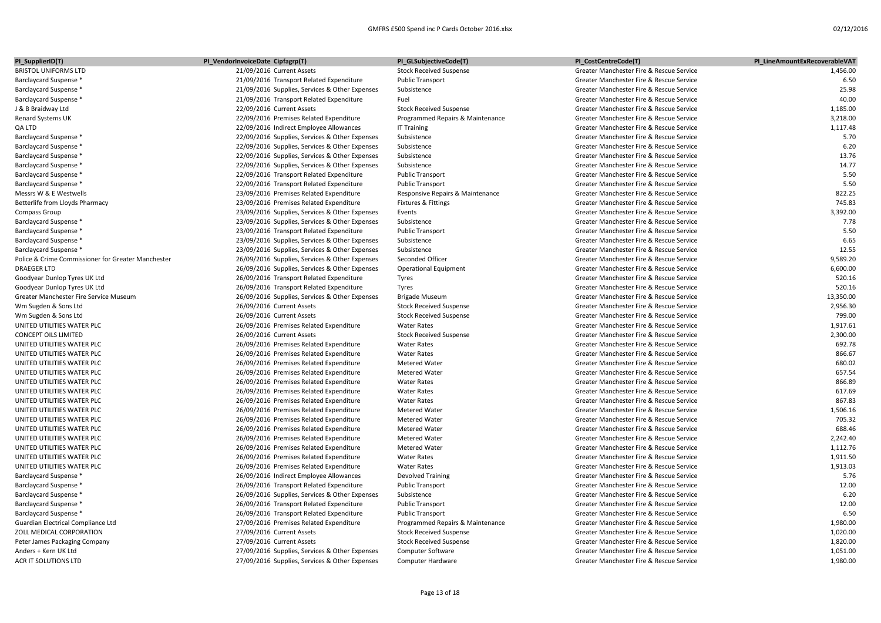| PI_SupplierID(T) | PI_VendorInvoiceDate | Cipfagrp(T) | PI_GLSubjectiveCode(T) | PI_CostCentreCode(T) | PI_LineAmountExRecoverableVAT |
|---|---|---|---|---|---|
| BRISTOL UNIFORMS LTD | 21/09/2016 | Current Assets | Stock Received Suspense | Greater Manchester Fire & Rescue Service | 1,456.00 |
| Barclaycard Suspense * | 21/09/2016 | Transport Related Expenditure | Public Transport | Greater Manchester Fire & Rescue Service | 6.50 |
| Barclaycard Suspense * | 21/09/2016 | Supplies, Services & Other Expenses | Subsistence | Greater Manchester Fire & Rescue Service | 25.98 |
| Barclaycard Suspense * | 21/09/2016 | Transport Related Expenditure | Fuel | Greater Manchester Fire & Rescue Service | 40.00 |
| J & B Braidway Ltd | 22/09/2016 | Current Assets | Stock Received Suspense | Greater Manchester Fire & Rescue Service | 1,185.00 |
| Renard Systems UK | 22/09/2016 | Premises Related Expenditure | Programmed Repairs & Maintenance | Greater Manchester Fire & Rescue Service | 3,218.00 |
| QA LTD | 22/09/2016 | Indirect Employee Allowances | IT Training | Greater Manchester Fire & Rescue Service | 1,117.48 |
| Barclaycard Suspense * | 22/09/2016 | Supplies, Services & Other Expenses | Subsistence | Greater Manchester Fire & Rescue Service | 5.70 |
| Barclaycard Suspense * | 22/09/2016 | Supplies, Services & Other Expenses | Subsistence | Greater Manchester Fire & Rescue Service | 6.20 |
| Barclaycard Suspense * | 22/09/2016 | Supplies, Services & Other Expenses | Subsistence | Greater Manchester Fire & Rescue Service | 13.76 |
| Barclaycard Suspense * | 22/09/2016 | Supplies, Services & Other Expenses | Subsistence | Greater Manchester Fire & Rescue Service | 14.77 |
| Barclaycard Suspense * | 22/09/2016 | Transport Related Expenditure | Public Transport | Greater Manchester Fire & Rescue Service | 5.50 |
| Barclaycard Suspense * | 22/09/2016 | Transport Related Expenditure | Public Transport | Greater Manchester Fire & Rescue Service | 5.50 |
| Messrs W & E Westwells | 23/09/2016 | Premises Related Expenditure | Responsive Repairs & Maintenance | Greater Manchester Fire & Rescue Service | 822.25 |
| Betterlife from Lloyds Pharmacy | 23/09/2016 | Premises Related Expenditure | Fixtures & Fittings | Greater Manchester Fire & Rescue Service | 745.83 |
| Compass Group | 23/09/2016 | Supplies, Services & Other Expenses | Events | Greater Manchester Fire & Rescue Service | 3,392.00 |
| Barclaycard Suspense * | 23/09/2016 | Supplies, Services & Other Expenses | Subsistence | Greater Manchester Fire & Rescue Service | 7.78 |
| Barclaycard Suspense * | 23/09/2016 | Transport Related Expenditure | Public Transport | Greater Manchester Fire & Rescue Service | 5.50 |
| Barclaycard Suspense * | 23/09/2016 | Supplies, Services & Other Expenses | Subsistence | Greater Manchester Fire & Rescue Service | 6.65 |
| Barclaycard Suspense * | 23/09/2016 | Supplies, Services & Other Expenses | Subsistence | Greater Manchester Fire & Rescue Service | 12.55 |
| Police & Crime Commissioner for Greater Manchester | 26/09/2016 | Supplies, Services & Other Expenses | Seconded Officer | Greater Manchester Fire & Rescue Service | 9,589.20 |
| DRAEGER LTD | 26/09/2016 | Supplies, Services & Other Expenses | Operational Equipment | Greater Manchester Fire & Rescue Service | 6,600.00 |
| Goodyear Dunlop Tyres UK Ltd | 26/09/2016 | Transport Related Expenditure | Tyres | Greater Manchester Fire & Rescue Service | 520.16 |
| Goodyear Dunlop Tyres UK Ltd | 26/09/2016 | Transport Related Expenditure | Tyres | Greater Manchester Fire & Rescue Service | 520.16 |
| Greater Manchester Fire Service Museum | 26/09/2016 | Supplies, Services & Other Expenses | Brigade Museum | Greater Manchester Fire & Rescue Service | 13,350.00 |
| Wm Sugden & Sons Ltd | 26/09/2016 | Current Assets | Stock Received Suspense | Greater Manchester Fire & Rescue Service | 2,956.30 |
| Wm Sugden & Sons Ltd | 26/09/2016 | Current Assets | Stock Received Suspense | Greater Manchester Fire & Rescue Service | 799.00 |
| UNITED UTILITIES WATER PLC | 26/09/2016 | Premises Related Expenditure | Water Rates | Greater Manchester Fire & Rescue Service | 1,917.61 |
| CONCEPT OILS LIMITED | 26/09/2016 | Current Assets | Stock Received Suspense | Greater Manchester Fire & Rescue Service | 2,300.00 |
| UNITED UTILITIES WATER PLC | 26/09/2016 | Premises Related Expenditure | Water Rates | Greater Manchester Fire & Rescue Service | 692.78 |
| UNITED UTILITIES WATER PLC | 26/09/2016 | Premises Related Expenditure | Water Rates | Greater Manchester Fire & Rescue Service | 866.67 |
| UNITED UTILITIES WATER PLC | 26/09/2016 | Premises Related Expenditure | Metered Water | Greater Manchester Fire & Rescue Service | 680.02 |
| UNITED UTILITIES WATER PLC | 26/09/2016 | Premises Related Expenditure | Metered Water | Greater Manchester Fire & Rescue Service | 657.54 |
| UNITED UTILITIES WATER PLC | 26/09/2016 | Premises Related Expenditure | Water Rates | Greater Manchester Fire & Rescue Service | 866.89 |
| UNITED UTILITIES WATER PLC | 26/09/2016 | Premises Related Expenditure | Water Rates | Greater Manchester Fire & Rescue Service | 617.69 |
| UNITED UTILITIES WATER PLC | 26/09/2016 | Premises Related Expenditure | Water Rates | Greater Manchester Fire & Rescue Service | 867.83 |
| UNITED UTILITIES WATER PLC | 26/09/2016 | Premises Related Expenditure | Metered Water | Greater Manchester Fire & Rescue Service | 1,506.16 |
| UNITED UTILITIES WATER PLC | 26/09/2016 | Premises Related Expenditure | Metered Water | Greater Manchester Fire & Rescue Service | 705.32 |
| UNITED UTILITIES WATER PLC | 26/09/2016 | Premises Related Expenditure | Metered Water | Greater Manchester Fire & Rescue Service | 688.46 |
| UNITED UTILITIES WATER PLC | 26/09/2016 | Premises Related Expenditure | Metered Water | Greater Manchester Fire & Rescue Service | 2,242.40 |
| UNITED UTILITIES WATER PLC | 26/09/2016 | Premises Related Expenditure | Metered Water | Greater Manchester Fire & Rescue Service | 1,112.76 |
| UNITED UTILITIES WATER PLC | 26/09/2016 | Premises Related Expenditure | Water Rates | Greater Manchester Fire & Rescue Service | 1,911.50 |
| UNITED UTILITIES WATER PLC | 26/09/2016 | Premises Related Expenditure | Water Rates | Greater Manchester Fire & Rescue Service | 1,913.03 |
| Barclaycard Suspense * | 26/09/2016 | Indirect Employee Allowances | Devolved Training | Greater Manchester Fire & Rescue Service | 5.76 |
| Barclaycard Suspense * | 26/09/2016 | Transport Related Expenditure | Public Transport | Greater Manchester Fire & Rescue Service | 12.00 |
| Barclaycard Suspense * | 26/09/2016 | Supplies, Services & Other Expenses | Subsistence | Greater Manchester Fire & Rescue Service | 6.20 |
| Barclaycard Suspense * | 26/09/2016 | Transport Related Expenditure | Public Transport | Greater Manchester Fire & Rescue Service | 12.00 |
| Barclaycard Suspense * | 26/09/2016 | Transport Related Expenditure | Public Transport | Greater Manchester Fire & Rescue Service | 6.50 |
| Guardian Electrical Compliance Ltd | 27/09/2016 | Premises Related Expenditure | Programmed Repairs & Maintenance | Greater Manchester Fire & Rescue Service | 1,980.00 |
| ZOLL MEDICAL CORPORATION | 27/09/2016 | Current Assets | Stock Received Suspense | Greater Manchester Fire & Rescue Service | 1,020.00 |
| Peter James Packaging Company | 27/09/2016 | Current Assets | Stock Received Suspense | Greater Manchester Fire & Rescue Service | 1,820.00 |
| Anders + Kern UK Ltd | 27/09/2016 | Supplies, Services & Other Expenses | Computer Software | Greater Manchester Fire & Rescue Service | 1,051.00 |
| ACR IT SOLUTIONS LTD | 27/09/2016 | Supplies, Services & Other Expenses | Computer Hardware | Greater Manchester Fire & Rescue Service | 1,980.00 |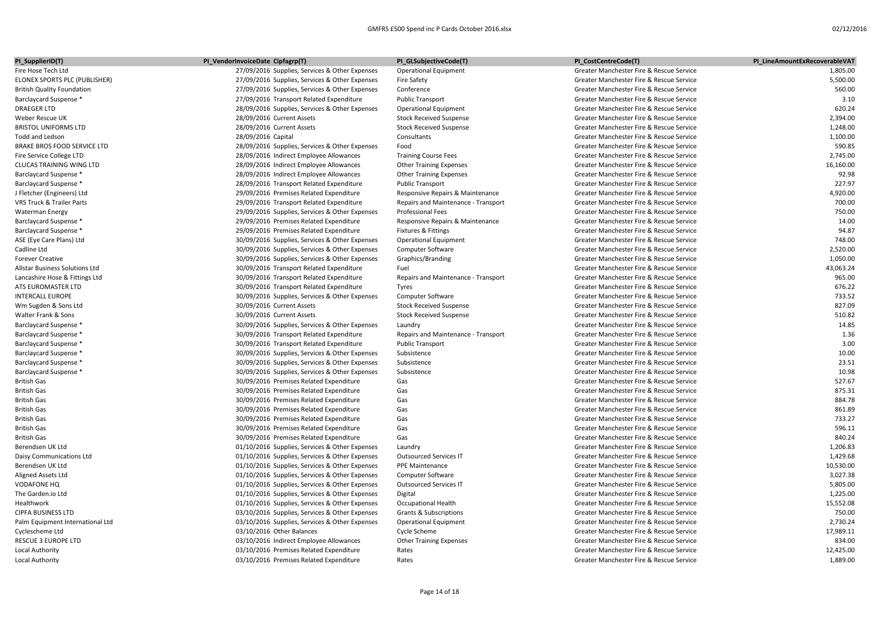| PI_SupplierID(T) | PI_VendorInvoiceDate | Cipfagrp(T) | PI_GLSubjectiveCode(T) | PI_CostCentreCode(T) | PI_LineAmountExRecoverableVAT |
|---|---|---|---|---|---|
| Fire Hose Tech Ltd | 27/09/2016 | Supplies, Services & Other Expenses | Operational Equipment | Greater Manchester Fire & Rescue Service | 1,805.00 |
| ELONEX SPORTS PLC (PUBLISHER) | 27/09/2016 | Supplies, Services & Other Expenses | Fire Safety | Greater Manchester Fire & Rescue Service | 5,500.00 |
| British Quality Foundation | 27/09/2016 | Supplies, Services & Other Expenses | Conference | Greater Manchester Fire & Rescue Service | 560.00 |
| Barclaycard Suspense * | 27/09/2016 | Transport Related Expenditure | Public Transport | Greater Manchester Fire & Rescue Service | 3.10 |
| DRAEGER LTD | 28/09/2016 | Supplies, Services & Other Expenses | Operational Equipment | Greater Manchester Fire & Rescue Service | 620.24 |
| Weber Rescue UK | 28/09/2016 | Current Assets | Stock Received Suspense | Greater Manchester Fire & Rescue Service | 2,394.00 |
| BRISTOL UNIFORMS LTD | 28/09/2016 | Current Assets | Stock Received Suspense | Greater Manchester Fire & Rescue Service | 1,248.00 |
| Todd and Ledson | 28/09/2016 | Capital | Consultants | Greater Manchester Fire & Rescue Service | 1,100.00 |
| BRAKE BROS FOOD SERVICE LTD | 28/09/2016 | Supplies, Services & Other Expenses | Food | Greater Manchester Fire & Rescue Service | 590.85 |
| Fire Service College LTD | 28/09/2016 | Indirect Employee Allowances | Training Course Fees | Greater Manchester Fire & Rescue Service | 2,745.00 |
| CLUCAS TRAINING WING LTD | 28/09/2016 | Indirect Employee Allowances | Other Training Expenses | Greater Manchester Fire & Rescue Service | 16,160.00 |
| Barclaycard Suspense * | 28/09/2016 | Indirect Employee Allowances | Other Training Expenses | Greater Manchester Fire & Rescue Service | 92.98 |
| Barclaycard Suspense * | 28/09/2016 | Transport Related Expenditure | Public Transport | Greater Manchester Fire & Rescue Service | 227.97 |
| J Fletcher (Engineers) Ltd | 29/09/2016 | Premises Related Expenditure | Responsive Repairs & Maintenance | Greater Manchester Fire & Rescue Service | 4,920.00 |
| VRS Truck & Trailer Parts | 29/09/2016 | Transport Related Expenditure | Repairs and Maintenance - Transport | Greater Manchester Fire & Rescue Service | 700.00 |
| Waterman Energy | 29/09/2016 | Supplies, Services & Other Expenses | Professional Fees | Greater Manchester Fire & Rescue Service | 750.00 |
| Barclaycard Suspense * | 29/09/2016 | Premises Related Expenditure | Responsive Repairs & Maintenance | Greater Manchester Fire & Rescue Service | 14.00 |
| Barclaycard Suspense * | 29/09/2016 | Premises Related Expenditure | Fixtures & Fittings | Greater Manchester Fire & Rescue Service | 94.87 |
| ASE (Eye Care Plans) Ltd | 30/09/2016 | Supplies, Services & Other Expenses | Operational Equipment | Greater Manchester Fire & Rescue Service | 748.00 |
| Cadline Ltd | 30/09/2016 | Supplies, Services & Other Expenses | Computer Software | Greater Manchester Fire & Rescue Service | 2,520.00 |
| Forever Creative | 30/09/2016 | Supplies, Services & Other Expenses | Graphics/Branding | Greater Manchester Fire & Rescue Service | 1,050.00 |
| Allstar Business Solutions Ltd | 30/09/2016 | Transport Related Expenditure | Fuel | Greater Manchester Fire & Rescue Service | 43,063.24 |
| Lancashire Hose & Fittings Ltd | 30/09/2016 | Transport Related Expenditure | Repairs and Maintenance - Transport | Greater Manchester Fire & Rescue Service | 965.00 |
| ATS EUROMASTER LTD | 30/09/2016 | Transport Related Expenditure | Tyres | Greater Manchester Fire & Rescue Service | 676.22 |
| INTERCALL EUROPE | 30/09/2016 | Supplies, Services & Other Expenses | Computer Software | Greater Manchester Fire & Rescue Service | 733.52 |
| Wm Sugden & Sons Ltd | 30/09/2016 | Current Assets | Stock Received Suspense | Greater Manchester Fire & Rescue Service | 827.09 |
| Walter Frank & Sons | 30/09/2016 | Current Assets | Stock Received Suspense | Greater Manchester Fire & Rescue Service | 510.82 |
| Barclaycard Suspense * | 30/09/2016 | Supplies, Services & Other Expenses | Laundry | Greater Manchester Fire & Rescue Service | 14.85 |
| Barclaycard Suspense * | 30/09/2016 | Transport Related Expenditure | Repairs and Maintenance - Transport | Greater Manchester Fire & Rescue Service | 1.36 |
| Barclaycard Suspense * | 30/09/2016 | Transport Related Expenditure | Public Transport | Greater Manchester Fire & Rescue Service | 3.00 |
| Barclaycard Suspense * | 30/09/2016 | Supplies, Services & Other Expenses | Subsistence | Greater Manchester Fire & Rescue Service | 10.00 |
| Barclaycard Suspense * | 30/09/2016 | Supplies, Services & Other Expenses | Subsistence | Greater Manchester Fire & Rescue Service | 23.51 |
| Barclaycard Suspense * | 30/09/2016 | Supplies, Services & Other Expenses | Subsistence | Greater Manchester Fire & Rescue Service | 10.98 |
| British Gas | 30/09/2016 | Premises Related Expenditure | Gas | Greater Manchester Fire & Rescue Service | 527.67 |
| British Gas | 30/09/2016 | Premises Related Expenditure | Gas | Greater Manchester Fire & Rescue Service | 875.31 |
| British Gas | 30/09/2016 | Premises Related Expenditure | Gas | Greater Manchester Fire & Rescue Service | 884.78 |
| British Gas | 30/09/2016 | Premises Related Expenditure | Gas | Greater Manchester Fire & Rescue Service | 861.89 |
| British Gas | 30/09/2016 | Premises Related Expenditure | Gas | Greater Manchester Fire & Rescue Service | 733.27 |
| British Gas | 30/09/2016 | Premises Related Expenditure | Gas | Greater Manchester Fire & Rescue Service | 596.11 |
| British Gas | 30/09/2016 | Premises Related Expenditure | Gas | Greater Manchester Fire & Rescue Service | 840.24 |
| Berendsen UK Ltd | 01/10/2016 | Supplies, Services & Other Expenses | Laundry | Greater Manchester Fire & Rescue Service | 1,206.83 |
| Daisy Communications Ltd | 01/10/2016 | Supplies, Services & Other Expenses | Outsourced Services IT | Greater Manchester Fire & Rescue Service | 1,429.68 |
| Berendsen UK Ltd | 01/10/2016 | Supplies, Services & Other Expenses | PPE Maintenance | Greater Manchester Fire & Rescue Service | 10,530.00 |
| Aligned Assets Ltd | 01/10/2016 | Supplies, Services & Other Expenses | Computer Software | Greater Manchester Fire & Rescue Service | 3,027.38 |
| VODAFONE HQ | 01/10/2016 | Supplies, Services & Other Expenses | Outsourced Services IT | Greater Manchester Fire & Rescue Service | 5,805.00 |
| The Garden.io Ltd | 01/10/2016 | Supplies, Services & Other Expenses | Digital | Greater Manchester Fire & Rescue Service | 1,225.00 |
| Healthwork | 01/10/2016 | Supplies, Services & Other Expenses | Occupational Health | Greater Manchester Fire & Rescue Service | 15,552.08 |
| CIPFA BUSINESS LTD | 03/10/2016 | Supplies, Services & Other Expenses | Grants & Subscriptions | Greater Manchester Fire & Rescue Service | 750.00 |
| Palm Equipment International Ltd | 03/10/2016 | Supplies, Services & Other Expenses | Operational Equipment | Greater Manchester Fire & Rescue Service | 2,730.24 |
| Cyclescheme Ltd | 03/10/2016 | Other Balances | Cycle Scheme | Greater Manchester Fire & Rescue Service | 17,989.11 |
| RESCUE 3 EUROPE LTD | 03/10/2016 | Indirect Employee Allowances | Other Training Expenses | Greater Manchester Fire & Rescue Service | 834.00 |
| Local Authority | 03/10/2016 | Premises Related Expenditure | Rates | Greater Manchester Fire & Rescue Service | 12,425.00 |
| Local Authority | 03/10/2016 | Premises Related Expenditure | Rates | Greater Manchester Fire & Rescue Service | 1,889.00 |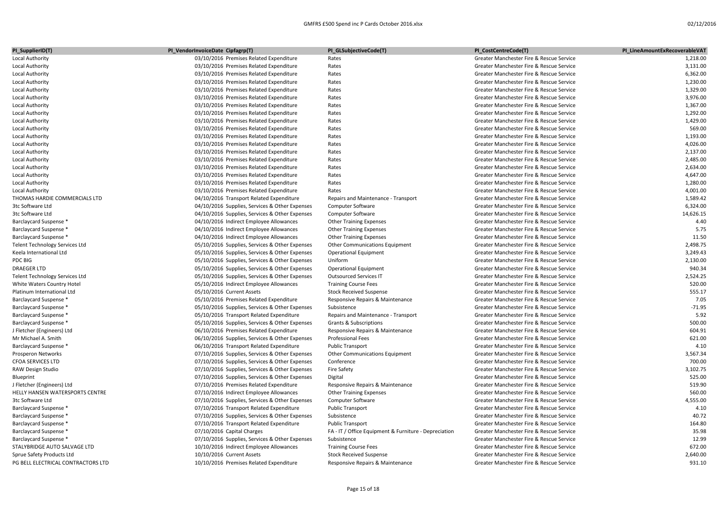| PI_SupplierID(T) | PI_VendorInvoiceDate | Cipfagrp(T) | PI_GLSubjectiveCode(T) | PI_CostCentreCode(T) | PI_LineAmountExRecoverableVAT |
|---|---|---|---|---|---|
| Local Authority | 03/10/2016 | Premises Related Expenditure | Rates | Greater Manchester Fire & Rescue Service | 1,218.00 |
| Local Authority | 03/10/2016 | Premises Related Expenditure | Rates | Greater Manchester Fire & Rescue Service | 3,131.00 |
| Local Authority | 03/10/2016 | Premises Related Expenditure | Rates | Greater Manchester Fire & Rescue Service | 6,362.00 |
| Local Authority | 03/10/2016 | Premises Related Expenditure | Rates | Greater Manchester Fire & Rescue Service | 1,230.00 |
| Local Authority | 03/10/2016 | Premises Related Expenditure | Rates | Greater Manchester Fire & Rescue Service | 1,329.00 |
| Local Authority | 03/10/2016 | Premises Related Expenditure | Rates | Greater Manchester Fire & Rescue Service | 3,976.00 |
| Local Authority | 03/10/2016 | Premises Related Expenditure | Rates | Greater Manchester Fire & Rescue Service | 1,367.00 |
| Local Authority | 03/10/2016 | Premises Related Expenditure | Rates | Greater Manchester Fire & Rescue Service | 1,292.00 |
| Local Authority | 03/10/2016 | Premises Related Expenditure | Rates | Greater Manchester Fire & Rescue Service | 1,429.00 |
| Local Authority | 03/10/2016 | Premises Related Expenditure | Rates | Greater Manchester Fire & Rescue Service | 569.00 |
| Local Authority | 03/10/2016 | Premises Related Expenditure | Rates | Greater Manchester Fire & Rescue Service | 1,193.00 |
| Local Authority | 03/10/2016 | Premises Related Expenditure | Rates | Greater Manchester Fire & Rescue Service | 4,026.00 |
| Local Authority | 03/10/2016 | Premises Related Expenditure | Rates | Greater Manchester Fire & Rescue Service | 2,137.00 |
| Local Authority | 03/10/2016 | Premises Related Expenditure | Rates | Greater Manchester Fire & Rescue Service | 2,485.00 |
| Local Authority | 03/10/2016 | Premises Related Expenditure | Rates | Greater Manchester Fire & Rescue Service | 2,634.00 |
| Local Authority | 03/10/2016 | Premises Related Expenditure | Rates | Greater Manchester Fire & Rescue Service | 4,647.00 |
| Local Authority | 03/10/2016 | Premises Related Expenditure | Rates | Greater Manchester Fire & Rescue Service | 1,280.00 |
| Local Authority | 03/10/2016 | Premises Related Expenditure | Rates | Greater Manchester Fire & Rescue Service | 4,001.00 |
| THOMAS HARDIE COMMERCIALS LTD | 04/10/2016 | Transport Related Expenditure | Repairs and Maintenance - Transport | Greater Manchester Fire & Rescue Service | 1,589.42 |
| 3tc Software Ltd | 04/10/2016 | Supplies, Services & Other Expenses | Computer Software | Greater Manchester Fire & Rescue Service | 6,324.00 |
| 3tc Software Ltd | 04/10/2016 | Supplies, Services & Other Expenses | Computer Software | Greater Manchester Fire & Rescue Service | 14,626.15 |
| Barclaycard Suspense * | 04/10/2016 | Indirect Employee Allowances | Other Training Expenses | Greater Manchester Fire & Rescue Service | 4.40 |
| Barclaycard Suspense * | 04/10/2016 | Indirect Employee Allowances | Other Training Expenses | Greater Manchester Fire & Rescue Service | 5.75 |
| Barclaycard Suspense * | 04/10/2016 | Indirect Employee Allowances | Other Training Expenses | Greater Manchester Fire & Rescue Service | 11.50 |
| Telent Technology Services Ltd | 05/10/2016 | Supplies, Services & Other Expenses | Other Communications Equipment | Greater Manchester Fire & Rescue Service | 2,498.75 |
| Keela International Ltd | 05/10/2016 | Supplies, Services & Other Expenses | Operational Equipment | Greater Manchester Fire & Rescue Service | 3,249.43 |
| PDC BIG | 05/10/2016 | Supplies, Services & Other Expenses | Uniform | Greater Manchester Fire & Rescue Service | 2,130.00 |
| DRAEGER LTD | 05/10/2016 | Supplies, Services & Other Expenses | Operational Equipment | Greater Manchester Fire & Rescue Service | 940.34 |
| Telent Technology Services Ltd | 05/10/2016 | Supplies, Services & Other Expenses | Outsourced Services IT | Greater Manchester Fire & Rescue Service | 2,524.25 |
| White Waters Country Hotel | 05/10/2016 | Indirect Employee Allowances | Training Course Fees | Greater Manchester Fire & Rescue Service | 520.00 |
| Platinum International Ltd | 05/10/2016 | Current Assets | Stock Received Suspense | Greater Manchester Fire & Rescue Service | 555.17 |
| Barclaycard Suspense * | 05/10/2016 | Premises Related Expenditure | Responsive Repairs & Maintenance | Greater Manchester Fire & Rescue Service | 7.05 |
| Barclaycard Suspense * | 05/10/2016 | Supplies, Services & Other Expenses | Subsistence | Greater Manchester Fire & Rescue Service | -71.95 |
| Barclaycard Suspense * | 05/10/2016 | Transport Related Expenditure | Repairs and Maintenance - Transport | Greater Manchester Fire & Rescue Service | 5.92 |
| Barclaycard Suspense * | 05/10/2016 | Supplies, Services & Other Expenses | Grants & Subscriptions | Greater Manchester Fire & Rescue Service | 500.00 |
| J Fletcher (Engineers) Ltd | 06/10/2016 | Premises Related Expenditure | Responsive Repairs & Maintenance | Greater Manchester Fire & Rescue Service | 604.91 |
| Mr Michael A. Smith | 06/10/2016 | Supplies, Services & Other Expenses | Professional Fees | Greater Manchester Fire & Rescue Service | 621.00 |
| Barclaycard Suspense * | 06/10/2016 | Transport Related Expenditure | Public Transport | Greater Manchester Fire & Rescue Service | 4.10 |
| Prosperon Networks | 07/10/2016 | Supplies, Services & Other Expenses | Other Communications Equipment | Greater Manchester Fire & Rescue Service | 3,567.34 |
| CFOA SERVICES LTD | 07/10/2016 | Supplies, Services & Other Expenses | Conference | Greater Manchester Fire & Rescue Service | 700.00 |
| RAW Design Studio | 07/10/2016 | Supplies, Services & Other Expenses | Fire Safety | Greater Manchester Fire & Rescue Service | 3,102.75 |
| Blueprint | 07/10/2016 | Supplies, Services & Other Expenses | Digital | Greater Manchester Fire & Rescue Service | 525.00 |
| J Fletcher (Engineers) Ltd | 07/10/2016 | Premises Related Expenditure | Responsive Repairs & Maintenance | Greater Manchester Fire & Rescue Service | 519.90 |
| HELLY HANSEN WATERSPORTS CENTRE | 07/10/2016 | Indirect Employee Allowances | Other Training Expenses | Greater Manchester Fire & Rescue Service | 560.00 |
| 3tc Software Ltd | 07/10/2016 | Supplies, Services & Other Expenses | Computer Software | Greater Manchester Fire & Rescue Service | 4,555.00 |
| Barclaycard Suspense * | 07/10/2016 | Transport Related Expenditure | Public Transport | Greater Manchester Fire & Rescue Service | 4.10 |
| Barclaycard Suspense * | 07/10/2016 | Supplies, Services & Other Expenses | Subsistence | Greater Manchester Fire & Rescue Service | 40.72 |
| Barclaycard Suspense * | 07/10/2016 | Transport Related Expenditure | Public Transport | Greater Manchester Fire & Rescue Service | 164.80 |
| Barclaycard Suspense * | 07/10/2016 | Capital Charges | FA - IT / Office Equipment & Furniture - Depreciation | Greater Manchester Fire & Rescue Service | 35.98 |
| Barclaycard Suspense * | 07/10/2016 | Supplies, Services & Other Expenses | Subsistence | Greater Manchester Fire & Rescue Service | 12.99 |
| STALYBRIDGE AUTO SALVAGE LTD | 10/10/2016 | Indirect Employee Allowances | Training Course Fees | Greater Manchester Fire & Rescue Service | 672.00 |
| Sprue Safety Products Ltd | 10/10/2016 | Current Assets | Stock Received Suspense | Greater Manchester Fire & Rescue Service | 2,640.00 |
| PG BELL ELECTRICAL CONTRACTORS LTD | 10/10/2016 | Premises Related Expenditure | Responsive Repairs & Maintenance | Greater Manchester Fire & Rescue Service | 931.10 |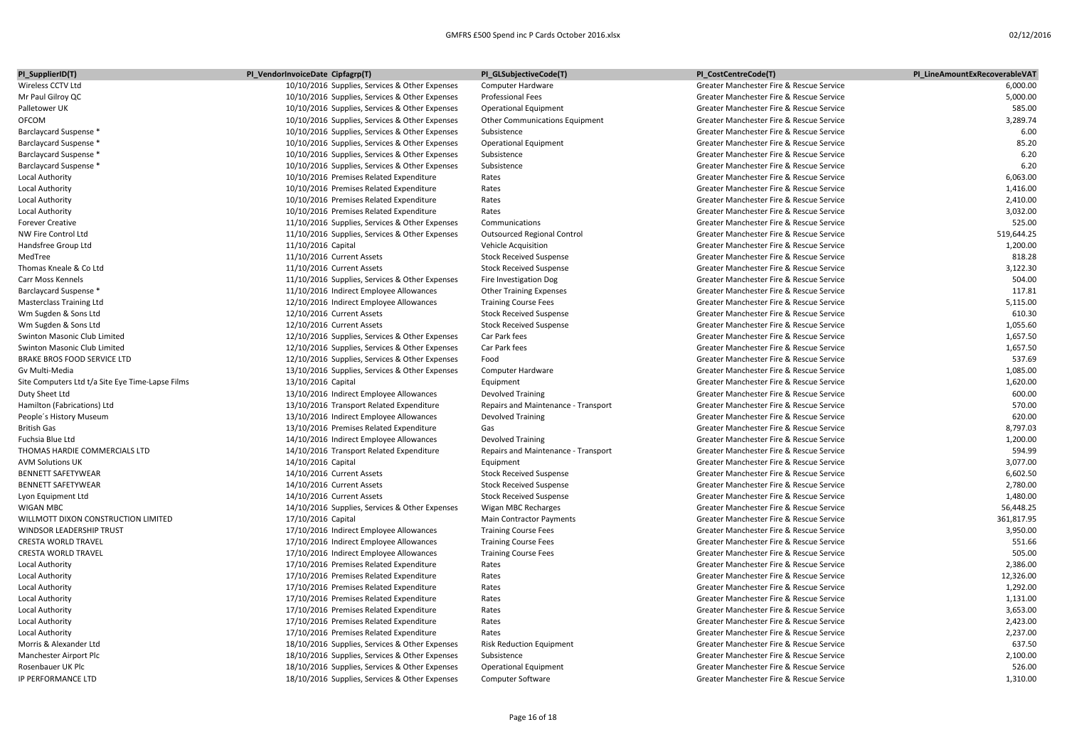| PI_SupplierID(T) | PI_VendorInvoiceDate | Cipfagrp(T) | PI_GLSubjectiveCode(T) | PI_CostCentreCode(T) | PI_LineAmountExRecoverableVAT |
|---|---|---|---|---|---|
| Wireless CCTV Ltd | 10/10/2016 | Supplies, Services & Other Expenses | Computer Hardware | Greater Manchester Fire & Rescue Service | 6,000.00 |
| Mr Paul Gilroy QC | 10/10/2016 | Supplies, Services & Other Expenses | Professional Fees | Greater Manchester Fire & Rescue Service | 5,000.00 |
| Palletower UK | 10/10/2016 | Supplies, Services & Other Expenses | Operational Equipment | Greater Manchester Fire & Rescue Service | 585.00 |
| OFCOM | 10/10/2016 | Supplies, Services & Other Expenses | Other Communications Equipment | Greater Manchester Fire & Rescue Service | 3,289.74 |
| Barclaycard Suspense * | 10/10/2016 | Supplies, Services & Other Expenses | Subsistence | Greater Manchester Fire & Rescue Service | 6.00 |
| Barclaycard Suspense * | 10/10/2016 | Supplies, Services & Other Expenses | Operational Equipment | Greater Manchester Fire & Rescue Service | 85.20 |
| Barclaycard Suspense * | 10/10/2016 | Supplies, Services & Other Expenses | Subsistence | Greater Manchester Fire & Rescue Service | 6.20 |
| Barclaycard Suspense * | 10/10/2016 | Supplies, Services & Other Expenses | Subsistence | Greater Manchester Fire & Rescue Service | 6.20 |
| Local Authority | 10/10/2016 | Premises Related Expenditure | Rates | Greater Manchester Fire & Rescue Service | 6,063.00 |
| Local Authority | 10/10/2016 | Premises Related Expenditure | Rates | Greater Manchester Fire & Rescue Service | 1,416.00 |
| Local Authority | 10/10/2016 | Premises Related Expenditure | Rates | Greater Manchester Fire & Rescue Service | 2,410.00 |
| Local Authority | 10/10/2016 | Premises Related Expenditure | Rates | Greater Manchester Fire & Rescue Service | 3,032.00 |
| Forever Creative | 11/10/2016 | Supplies, Services & Other Expenses | Communications | Greater Manchester Fire & Rescue Service | 525.00 |
| NW Fire Control Ltd | 11/10/2016 | Supplies, Services & Other Expenses | Outsourced Regional Control | Greater Manchester Fire & Rescue Service | 519,644.25 |
| Handsfree Group Ltd | 11/10/2016 | Capital | Vehicle Acquisition | Greater Manchester Fire & Rescue Service | 1,200.00 |
| MedTree | 11/10/2016 | Current Assets | Stock Received Suspense | Greater Manchester Fire & Rescue Service | 818.28 |
| Thomas Kneale & Co Ltd | 11/10/2016 | Current Assets | Stock Received Suspense | Greater Manchester Fire & Rescue Service | 3,122.30 |
| Carr Moss Kennels | 11/10/2016 | Supplies, Services & Other Expenses | Fire Investigation Dog | Greater Manchester Fire & Rescue Service | 504.00 |
| Barclaycard Suspense * | 11/10/2016 | Indirect Employee Allowances | Other Training Expenses | Greater Manchester Fire & Rescue Service | 117.81 |
| Masterclass Training Ltd | 12/10/2016 | Indirect Employee Allowances | Training Course Fees | Greater Manchester Fire & Rescue Service | 5,115.00 |
| Wm Sugden & Sons Ltd | 12/10/2016 | Current Assets | Stock Received Suspense | Greater Manchester Fire & Rescue Service | 610.30 |
| Wm Sugden & Sons Ltd | 12/10/2016 | Current Assets | Stock Received Suspense | Greater Manchester Fire & Rescue Service | 1,055.60 |
| Swinton Masonic Club Limited | 12/10/2016 | Supplies, Services & Other Expenses | Car Park fees | Greater Manchester Fire & Rescue Service | 1,657.50 |
| Swinton Masonic Club Limited | 12/10/2016 | Supplies, Services & Other Expenses | Car Park fees | Greater Manchester Fire & Rescue Service | 1,657.50 |
| BRAKE BROS FOOD SERVICE LTD | 12/10/2016 | Supplies, Services & Other Expenses | Food | Greater Manchester Fire & Rescue Service | 537.69 |
| Gv Multi-Media | 13/10/2016 | Supplies, Services & Other Expenses | Computer Hardware | Greater Manchester Fire & Rescue Service | 1,085.00 |
| Site Computers Ltd t/a Site Eye Time-Lapse Films | 13/10/2016 | Capital | Equipment | Greater Manchester Fire & Rescue Service | 1,620.00 |
| Duty Sheet Ltd | 13/10/2016 | Indirect Employee Allowances | Devolved Training | Greater Manchester Fire & Rescue Service | 600.00 |
| Hamilton (Fabrications) Ltd | 13/10/2016 | Transport Related Expenditure | Repairs and Maintenance - Transport | Greater Manchester Fire & Rescue Service | 570.00 |
| People´s History Museum | 13/10/2016 | Indirect Employee Allowances | Devolved Training | Greater Manchester Fire & Rescue Service | 620.00 |
| British Gas | 13/10/2016 | Premises Related Expenditure | Gas | Greater Manchester Fire & Rescue Service | 8,797.03 |
| Fuchsia Blue Ltd | 14/10/2016 | Indirect Employee Allowances | Devolved Training | Greater Manchester Fire & Rescue Service | 1,200.00 |
| THOMAS HARDIE COMMERCIALS LTD | 14/10/2016 | Transport Related Expenditure | Repairs and Maintenance - Transport | Greater Manchester Fire & Rescue Service | 594.99 |
| AVM Solutions UK | 14/10/2016 | Capital | Equipment | Greater Manchester Fire & Rescue Service | 3,077.00 |
| BENNETT SAFETYWEAR | 14/10/2016 | Current Assets | Stock Received Suspense | Greater Manchester Fire & Rescue Service | 6,602.50 |
| BENNETT SAFETYWEAR | 14/10/2016 | Current Assets | Stock Received Suspense | Greater Manchester Fire & Rescue Service | 2,780.00 |
| Lyon Equipment Ltd | 14/10/2016 | Current Assets | Stock Received Suspense | Greater Manchester Fire & Rescue Service | 1,480.00 |
| WIGAN MBC | 14/10/2016 | Supplies, Services & Other Expenses | Wigan MBC Recharges | Greater Manchester Fire & Rescue Service | 56,448.25 |
| WILLMOTT DIXON CONSTRUCTION LIMITED | 17/10/2016 | Capital | Main Contractor Payments | Greater Manchester Fire & Rescue Service | 361,817.95 |
| WINDSOR LEADERSHIP TRUST | 17/10/2016 | Indirect Employee Allowances | Training Course Fees | Greater Manchester Fire & Rescue Service | 3,950.00 |
| CRESTA WORLD TRAVEL | 17/10/2016 | Indirect Employee Allowances | Training Course Fees | Greater Manchester Fire & Rescue Service | 551.66 |
| CRESTA WORLD TRAVEL | 17/10/2016 | Indirect Employee Allowances | Training Course Fees | Greater Manchester Fire & Rescue Service | 505.00 |
| Local Authority | 17/10/2016 | Premises Related Expenditure | Rates | Greater Manchester Fire & Rescue Service | 2,386.00 |
| Local Authority | 17/10/2016 | Premises Related Expenditure | Rates | Greater Manchester Fire & Rescue Service | 12,326.00 |
| Local Authority | 17/10/2016 | Premises Related Expenditure | Rates | Greater Manchester Fire & Rescue Service | 1,292.00 |
| Local Authority | 17/10/2016 | Premises Related Expenditure | Rates | Greater Manchester Fire & Rescue Service | 1,131.00 |
| Local Authority | 17/10/2016 | Premises Related Expenditure | Rates | Greater Manchester Fire & Rescue Service | 3,653.00 |
| Local Authority | 17/10/2016 | Premises Related Expenditure | Rates | Greater Manchester Fire & Rescue Service | 2,423.00 |
| Local Authority | 17/10/2016 | Premises Related Expenditure | Rates | Greater Manchester Fire & Rescue Service | 2,237.00 |
| Morris & Alexander Ltd | 18/10/2016 | Supplies, Services & Other Expenses | Risk Reduction Equipment | Greater Manchester Fire & Rescue Service | 637.50 |
| Manchester Airport Plc | 18/10/2016 | Supplies, Services & Other Expenses | Subsistence | Greater Manchester Fire & Rescue Service | 2,100.00 |
| Rosenbauer UK Plc | 18/10/2016 | Supplies, Services & Other Expenses | Operational Equipment | Greater Manchester Fire & Rescue Service | 526.00 |
| IP PERFORMANCE LTD | 18/10/2016 | Supplies, Services & Other Expenses | Computer Software | Greater Manchester Fire & Rescue Service | 1,310.00 |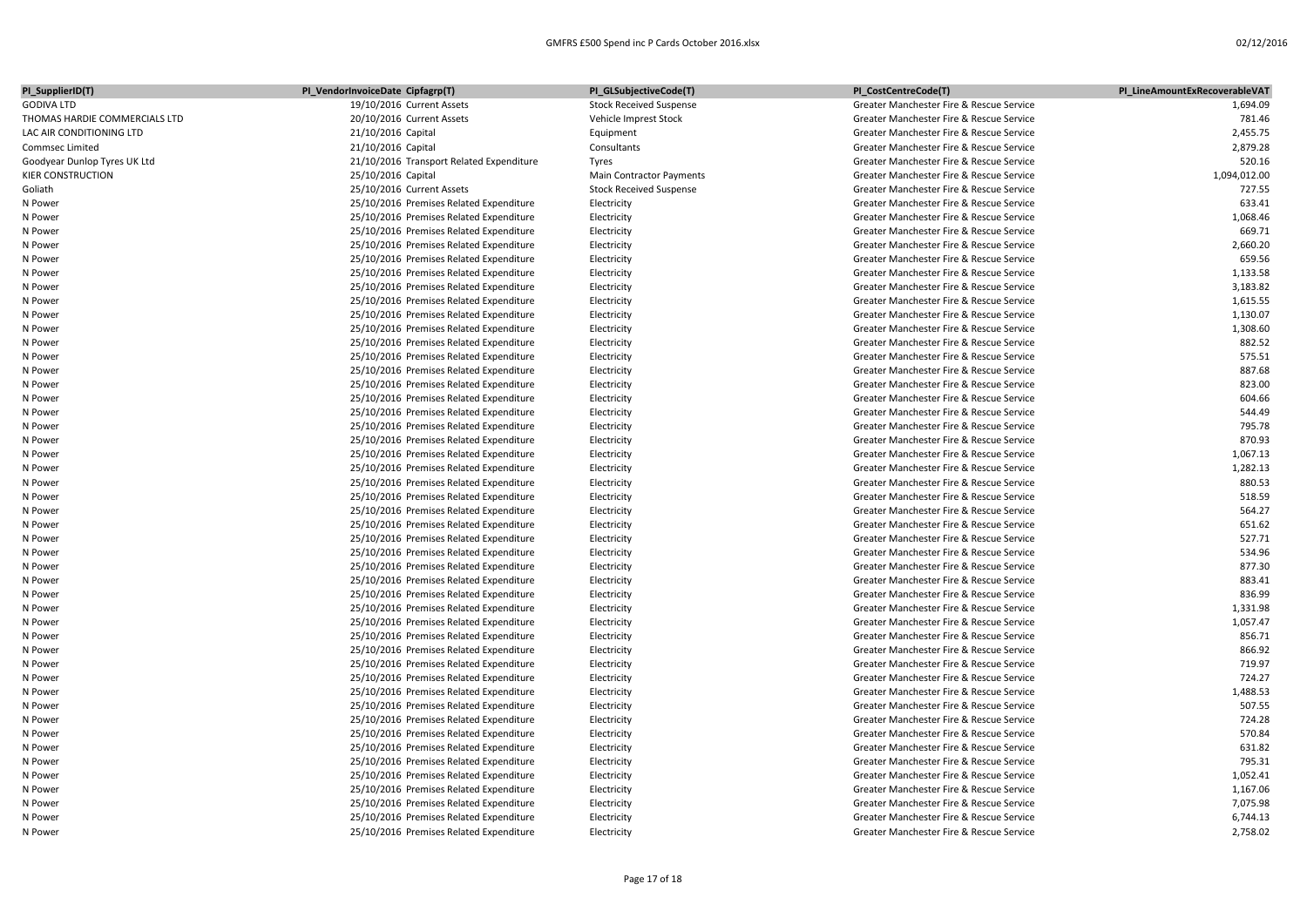| PI_SupplierID(T) | PI_VendorInvoiceDate | Cipfagrp(T) | PI_GLSubjectiveCode(T) | PI_CostCentreCode(T) | PI_LineAmountExRecoverableVAT |
|---|---|---|---|---|---|
| GODIVA LTD | 19/10/2016 | Current Assets | Stock Received Suspense | Greater Manchester Fire & Rescue Service | 1,694.09 |
| THOMAS HARDIE COMMERCIALS LTD | 20/10/2016 | Current Assets | Vehicle Imprest Stock | Greater Manchester Fire & Rescue Service | 781.46 |
| LAC AIR CONDITIONING LTD | 21/10/2016 | Capital | Equipment | Greater Manchester Fire & Rescue Service | 2,455.75 |
| Commsec Limited | 21/10/2016 | Capital | Consultants | Greater Manchester Fire & Rescue Service | 2,879.28 |
| Goodyear Dunlop Tyres UK Ltd | 21/10/2016 | Transport Related Expenditure | Tyres | Greater Manchester Fire & Rescue Service | 520.16 |
| KIER CONSTRUCTION | 25/10/2016 | Capital | Main Contractor Payments | Greater Manchester Fire & Rescue Service | 1,094,012.00 |
| Goliath | 25/10/2016 | Current Assets | Stock Received Suspense | Greater Manchester Fire & Rescue Service | 727.55 |
| N Power | 25/10/2016 | Premises Related Expenditure | Electricity | Greater Manchester Fire & Rescue Service | 633.41 |
| N Power | 25/10/2016 | Premises Related Expenditure | Electricity | Greater Manchester Fire & Rescue Service | 1,068.46 |
| N Power | 25/10/2016 | Premises Related Expenditure | Electricity | Greater Manchester Fire & Rescue Service | 669.71 |
| N Power | 25/10/2016 | Premises Related Expenditure | Electricity | Greater Manchester Fire & Rescue Service | 2,660.20 |
| N Power | 25/10/2016 | Premises Related Expenditure | Electricity | Greater Manchester Fire & Rescue Service | 659.56 |
| N Power | 25/10/2016 | Premises Related Expenditure | Electricity | Greater Manchester Fire & Rescue Service | 1,133.58 |
| N Power | 25/10/2016 | Premises Related Expenditure | Electricity | Greater Manchester Fire & Rescue Service | 3,183.82 |
| N Power | 25/10/2016 | Premises Related Expenditure | Electricity | Greater Manchester Fire & Rescue Service | 1,615.55 |
| N Power | 25/10/2016 | Premises Related Expenditure | Electricity | Greater Manchester Fire & Rescue Service | 1,130.07 |
| N Power | 25/10/2016 | Premises Related Expenditure | Electricity | Greater Manchester Fire & Rescue Service | 1,308.60 |
| N Power | 25/10/2016 | Premises Related Expenditure | Electricity | Greater Manchester Fire & Rescue Service | 882.52 |
| N Power | 25/10/2016 | Premises Related Expenditure | Electricity | Greater Manchester Fire & Rescue Service | 575.51 |
| N Power | 25/10/2016 | Premises Related Expenditure | Electricity | Greater Manchester Fire & Rescue Service | 887.68 |
| N Power | 25/10/2016 | Premises Related Expenditure | Electricity | Greater Manchester Fire & Rescue Service | 823.00 |
| N Power | 25/10/2016 | Premises Related Expenditure | Electricity | Greater Manchester Fire & Rescue Service | 604.66 |
| N Power | 25/10/2016 | Premises Related Expenditure | Electricity | Greater Manchester Fire & Rescue Service | 544.49 |
| N Power | 25/10/2016 | Premises Related Expenditure | Electricity | Greater Manchester Fire & Rescue Service | 795.78 |
| N Power | 25/10/2016 | Premises Related Expenditure | Electricity | Greater Manchester Fire & Rescue Service | 870.93 |
| N Power | 25/10/2016 | Premises Related Expenditure | Electricity | Greater Manchester Fire & Rescue Service | 1,067.13 |
| N Power | 25/10/2016 | Premises Related Expenditure | Electricity | Greater Manchester Fire & Rescue Service | 1,282.13 |
| N Power | 25/10/2016 | Premises Related Expenditure | Electricity | Greater Manchester Fire & Rescue Service | 880.53 |
| N Power | 25/10/2016 | Premises Related Expenditure | Electricity | Greater Manchester Fire & Rescue Service | 518.59 |
| N Power | 25/10/2016 | Premises Related Expenditure | Electricity | Greater Manchester Fire & Rescue Service | 564.27 |
| N Power | 25/10/2016 | Premises Related Expenditure | Electricity | Greater Manchester Fire & Rescue Service | 651.62 |
| N Power | 25/10/2016 | Premises Related Expenditure | Electricity | Greater Manchester Fire & Rescue Service | 527.71 |
| N Power | 25/10/2016 | Premises Related Expenditure | Electricity | Greater Manchester Fire & Rescue Service | 534.96 |
| N Power | 25/10/2016 | Premises Related Expenditure | Electricity | Greater Manchester Fire & Rescue Service | 877.30 |
| N Power | 25/10/2016 | Premises Related Expenditure | Electricity | Greater Manchester Fire & Rescue Service | 883.41 |
| N Power | 25/10/2016 | Premises Related Expenditure | Electricity | Greater Manchester Fire & Rescue Service | 836.99 |
| N Power | 25/10/2016 | Premises Related Expenditure | Electricity | Greater Manchester Fire & Rescue Service | 1,331.98 |
| N Power | 25/10/2016 | Premises Related Expenditure | Electricity | Greater Manchester Fire & Rescue Service | 1,057.47 |
| N Power | 25/10/2016 | Premises Related Expenditure | Electricity | Greater Manchester Fire & Rescue Service | 856.71 |
| N Power | 25/10/2016 | Premises Related Expenditure | Electricity | Greater Manchester Fire & Rescue Service | 866.92 |
| N Power | 25/10/2016 | Premises Related Expenditure | Electricity | Greater Manchester Fire & Rescue Service | 719.97 |
| N Power | 25/10/2016 | Premises Related Expenditure | Electricity | Greater Manchester Fire & Rescue Service | 724.27 |
| N Power | 25/10/2016 | Premises Related Expenditure | Electricity | Greater Manchester Fire & Rescue Service | 1,488.53 |
| N Power | 25/10/2016 | Premises Related Expenditure | Electricity | Greater Manchester Fire & Rescue Service | 507.55 |
| N Power | 25/10/2016 | Premises Related Expenditure | Electricity | Greater Manchester Fire & Rescue Service | 724.28 |
| N Power | 25/10/2016 | Premises Related Expenditure | Electricity | Greater Manchester Fire & Rescue Service | 570.84 |
| N Power | 25/10/2016 | Premises Related Expenditure | Electricity | Greater Manchester Fire & Rescue Service | 631.82 |
| N Power | 25/10/2016 | Premises Related Expenditure | Electricity | Greater Manchester Fire & Rescue Service | 795.31 |
| N Power | 25/10/2016 | Premises Related Expenditure | Electricity | Greater Manchester Fire & Rescue Service | 1,052.41 |
| N Power | 25/10/2016 | Premises Related Expenditure | Electricity | Greater Manchester Fire & Rescue Service | 1,167.06 |
| N Power | 25/10/2016 | Premises Related Expenditure | Electricity | Greater Manchester Fire & Rescue Service | 7,075.98 |
| N Power | 25/10/2016 | Premises Related Expenditure | Electricity | Greater Manchester Fire & Rescue Service | 6,744.13 |
| N Power | 25/10/2016 | Premises Related Expenditure | Electricity | Greater Manchester Fire & Rescue Service | 2,758.02 |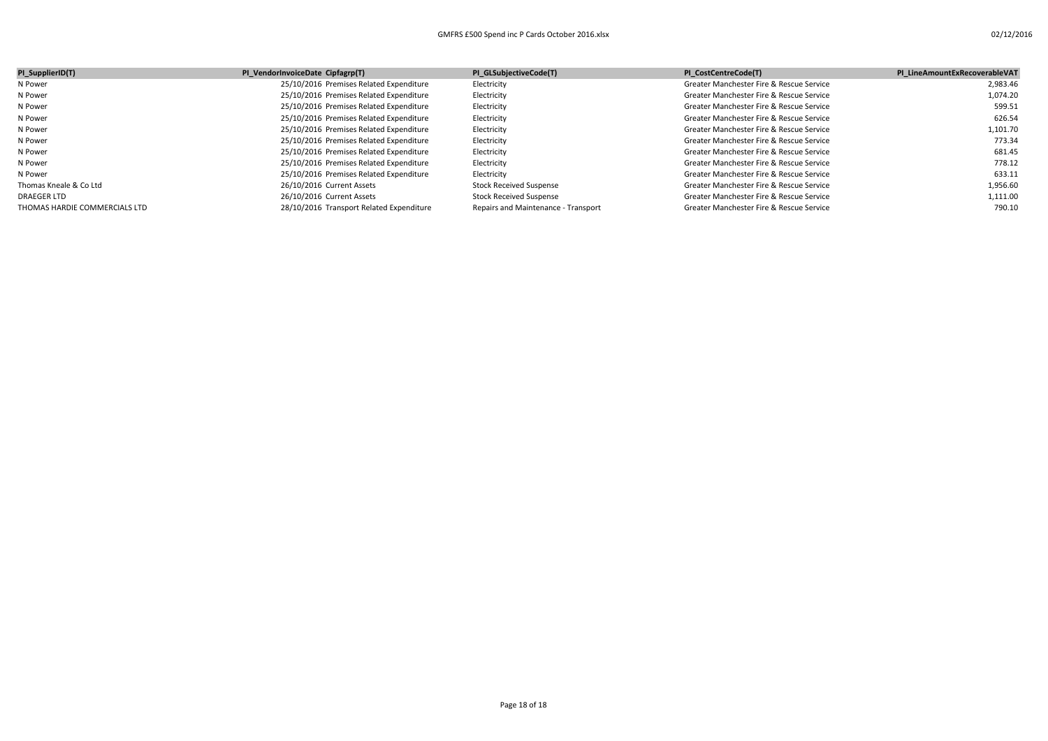| PI_SupplierID(T) | PI_VendorInvoiceDate | Cipfagrp(T) | PI_GLSubjectiveCode(T) | PI_CostCentreCode(T) | PI_LineAmountExRecoverableVAT |
|---|---|---|---|---|---|
| N Power | 25/10/2016 | Premises Related Expenditure | Electricity | Greater Manchester Fire & Rescue Service | 2,983.46 |
| N Power | 25/10/2016 | Premises Related Expenditure | Electricity | Greater Manchester Fire & Rescue Service | 1,074.20 |
| N Power | 25/10/2016 | Premises Related Expenditure | Electricity | Greater Manchester Fire & Rescue Service | 599.51 |
| N Power | 25/10/2016 | Premises Related Expenditure | Electricity | Greater Manchester Fire & Rescue Service | 626.54 |
| N Power | 25/10/2016 | Premises Related Expenditure | Electricity | Greater Manchester Fire & Rescue Service | 1,101.70 |
| N Power | 25/10/2016 | Premises Related Expenditure | Electricity | Greater Manchester Fire & Rescue Service | 773.34 |
| N Power | 25/10/2016 | Premises Related Expenditure | Electricity | Greater Manchester Fire & Rescue Service | 681.45 |
| N Power | 25/10/2016 | Premises Related Expenditure | Electricity | Greater Manchester Fire & Rescue Service | 778.12 |
| N Power | 25/10/2016 | Premises Related Expenditure | Electricity | Greater Manchester Fire & Rescue Service | 633.11 |
| Thomas Kneale & Co Ltd | 26/10/2016 | Current Assets | Stock Received Suspense | Greater Manchester Fire & Rescue Service | 1,956.60 |
| DRAEGER LTD | 26/10/2016 | Current Assets | Stock Received Suspense | Greater Manchester Fire & Rescue Service | 1,111.00 |
| THOMAS HARDIE COMMERCIALS LTD | 28/10/2016 | Transport Related Expenditure | Repairs and Maintenance - Transport | Greater Manchester Fire & Rescue Service | 790.10 |